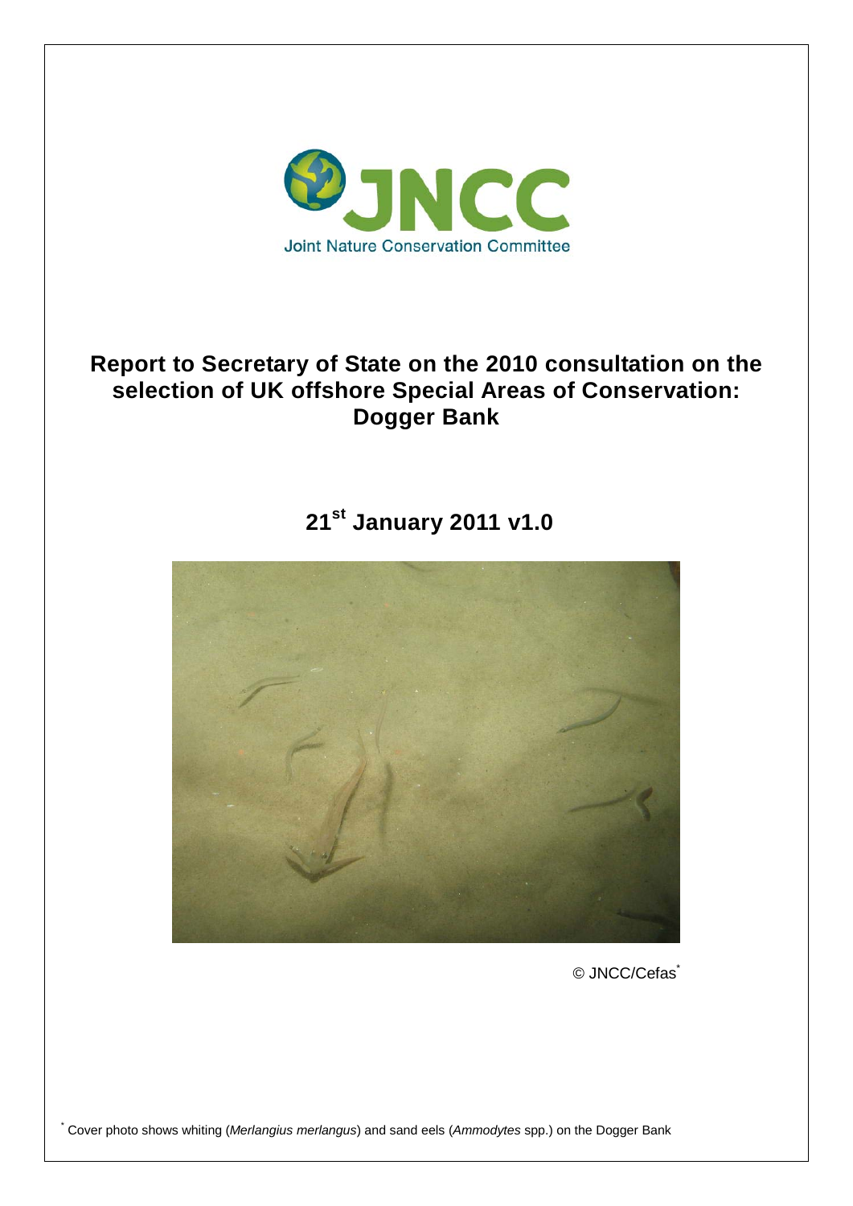JNCC

Joint Nature Conservation Committee

# Report to Secretary of State on the 2010 consultation on the selection of UK offshore Special Areas of Conservation: Dogger Bank

## 21st January 2011 v1.0

© JNCC/Cefas*

\* Cover photo shows whiting (*Merlangius merlangus*) and sand eels (*Ammodytes* spp.) on the Dogger Bank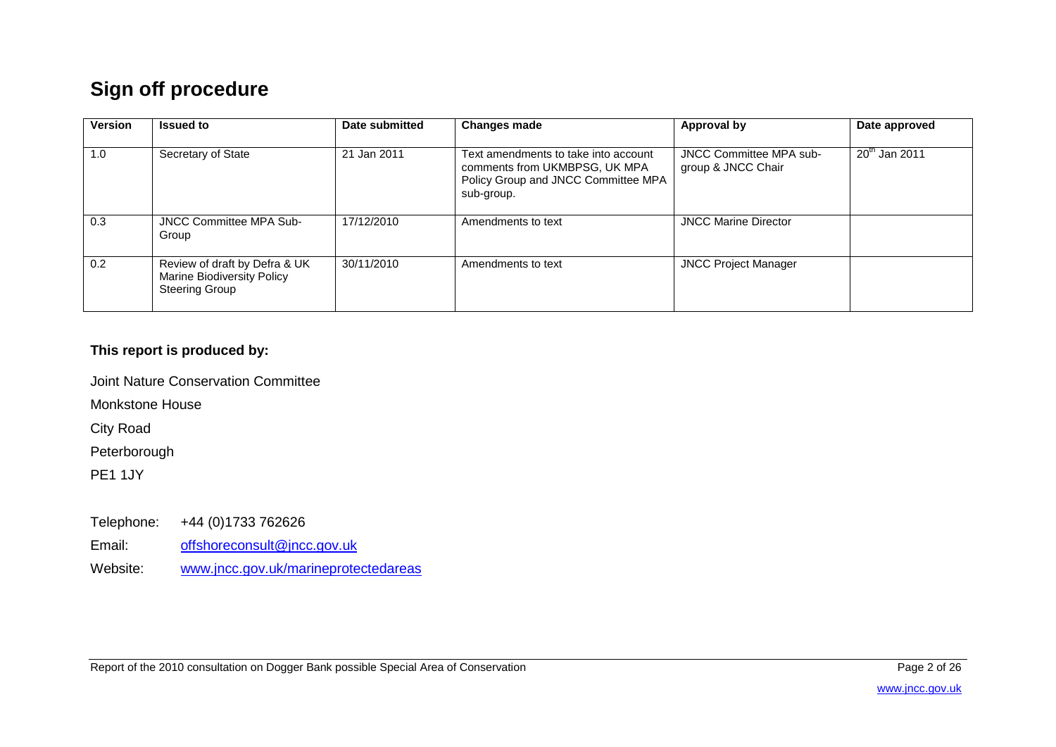# Sign off procedure

| Version | Issued to | Date submitted | Changes made | Approval by | Date approved |
|---|---|---|---|---|---|
| 1.0 | Secretary of State | 21 Jan 2011 | Text amendments to take into account comments from UKMBPSG, UK MPA Policy Group and JNCC Committee MPA sub-group. | JNCC Committee MPA sub-group & JNCC Chair | 20th Jan 2011 |
| 0.3 | JNCC Committee MPA Sub-Group | 17/12/2010 | Amendments to text | JNCC Marine Director | |
| 0.2 | Review of draft by Defra & UK Marine Biodiversity Policy Steering Group | 30/11/2010 | Amendments to text | JNCC Project Manager | |

**This report is produced by:**

Joint Nature Conservation Committee

Monkstone House

City Road

Peterborough

PE1 1JY

Telephone: +44 (0)1733 762626

Email: offshoreconsult@jncc.gov.uk

Website: www.jncc.gov.uk/marineprotectedareas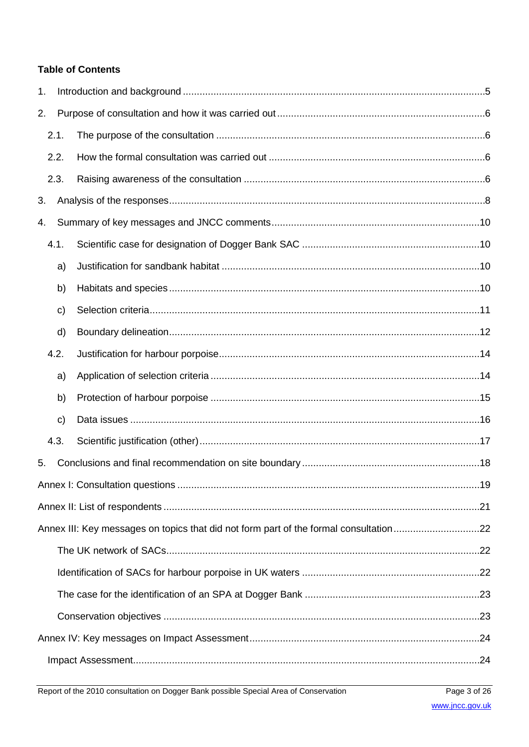**Table of Contents**

1. Introduction and background ........................................................................................................5
2. Purpose of consultation and how it was carried out ..........................................................................6
   - 2.1. The purpose of the consultation ................................................................................................6
   - 2.2. How the formal consultation was carried out .............................................................................6
   - 2.3. Raising awareness of the consultation ......................................................................................6
3. Analysis of the responses.................................................................................................................8
4. Summary of key messages and JNCC comments...........................................................................10
   - 4.1. Scientific case for designation of Dogger Bank SAC ...............................................................10
     - a) Justification for sandbank habitat ............................................................................................10
     - b) Habitats and species ...............................................................................................................10
     - c) Selection criteria......................................................................................................................11
     - d) Boundary delineation...............................................................................................................12
   - 4.2. Justification for harbour porpoise.............................................................................................14
     - a) Application of selection criteria ................................................................................................14
     - b) Protection of harbour porpoise ................................................................................................15
     - c) Data issues .............................................................................................................................16
   - 4.3. Scientific justification (other)....................................................................................................17
5. Conclusions and final recommendation on site boundary ................................................................18

Annex I: Consultation questions ............................................................................................................19

Annex II: List of respondents .................................................................................................................21

Annex III: Key messages on topics that did not form part of the formal consultation...............................22

- The UK network of SACs................................................................................................................22
- Identification of SACs for harbour porpoise in UK waters ...............................................................22
- The case for the identification of an SPA at Dogger Bank ...............................................................23
- Conservation objectives .................................................................................................................23

Annex IV: Key messages on Impact Assessment...................................................................................24

- Impact Assessment.............................................................................................................................24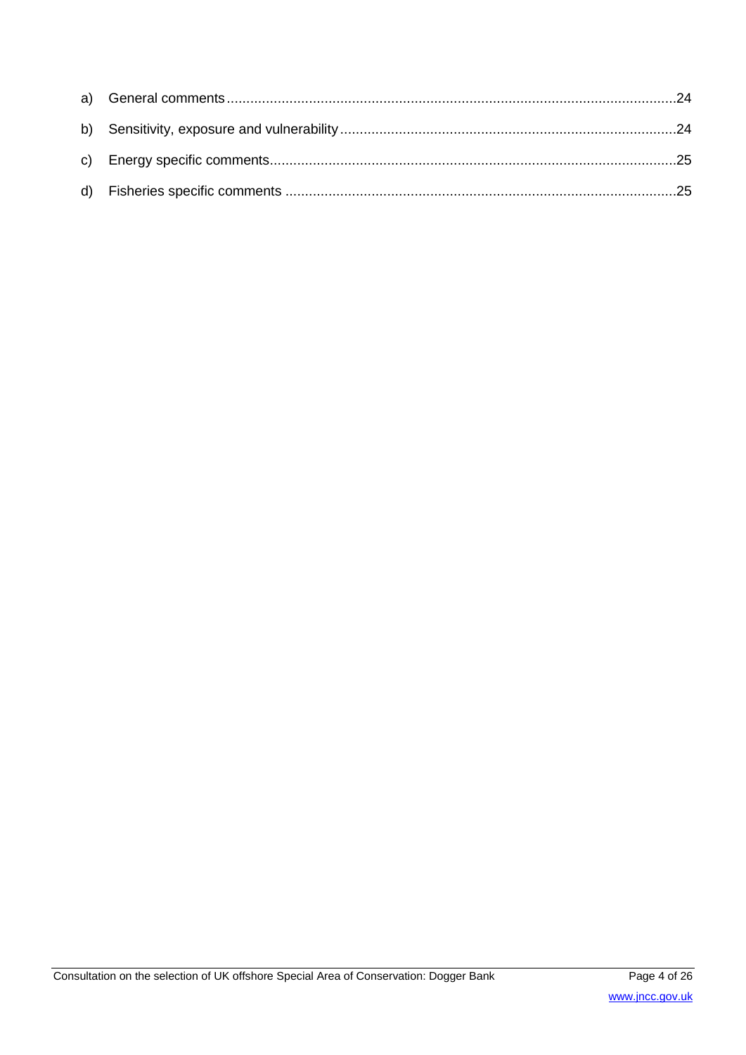a) General comments ........................................................................................................24

b) Sensitivity, exposure and vulnerability ..........................................................................24

c) Energy specific comments..............................................................................................25

d) Fisheries specific comments ..........................................................................................25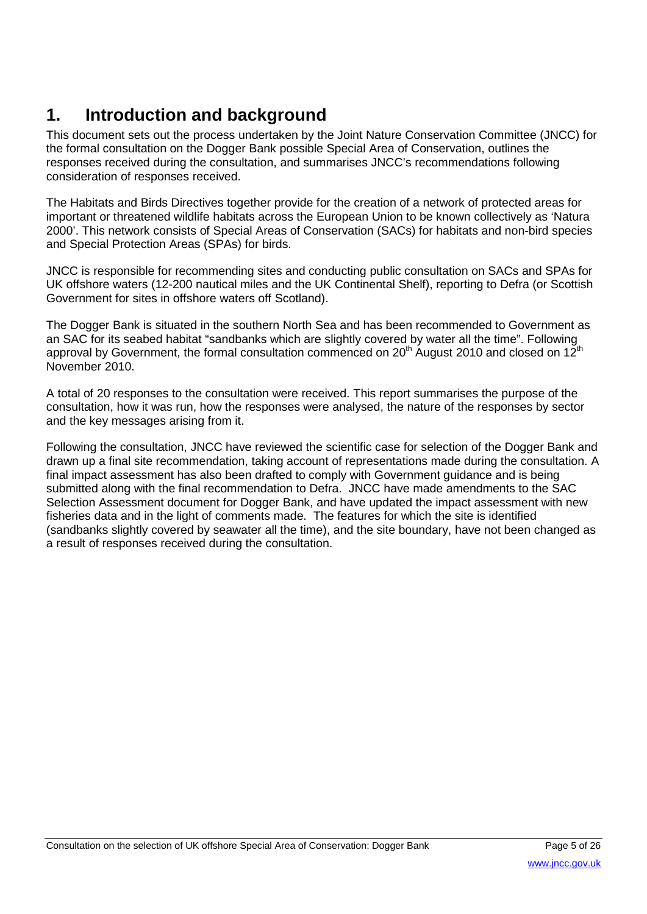# 1. Introduction and background

This document sets out the process undertaken by the Joint Nature Conservation Committee (JNCC) for the formal consultation on the Dogger Bank possible Special Area of Conservation, outlines the responses received during the consultation, and summarises JNCC's recommendations following consideration of responses received.

The Habitats and Birds Directives together provide for the creation of a network of protected areas for important or threatened wildlife habitats across the European Union to be known collectively as 'Natura 2000'. This network consists of Special Areas of Conservation (SACs) for habitats and non-bird species and Special Protection Areas (SPAs) for birds.

JNCC is responsible for recommending sites and conducting public consultation on SACs and SPAs for UK offshore waters (12-200 nautical miles and the UK Continental Shelf), reporting to Defra (or Scottish Government for sites in offshore waters off Scotland).

The Dogger Bank is situated in the southern North Sea and has been recommended to Government as an SAC for its seabed habitat "sandbanks which are slightly covered by water all the time". Following approval by Government, the formal consultation commenced on 20th August 2010 and closed on 12th November 2010.

A total of 20 responses to the consultation were received. This report summarises the purpose of the consultation, how it was run, how the responses were analysed, the nature of the responses by sector and the key messages arising from it.

Following the consultation, JNCC have reviewed the scientific case for selection of the Dogger Bank and drawn up a final site recommendation, taking account of representations made during the consultation. A final impact assessment has also been drafted to comply with Government guidance and is being submitted along with the final recommendation to Defra. JNCC have made amendments to the SAC Selection Assessment document for Dogger Bank, and have updated the impact assessment with new fisheries data and in the light of comments made. The features for which the site is identified (sandbanks slightly covered by seawater all the time), and the site boundary, have not been changed as a result of responses received during the consultation.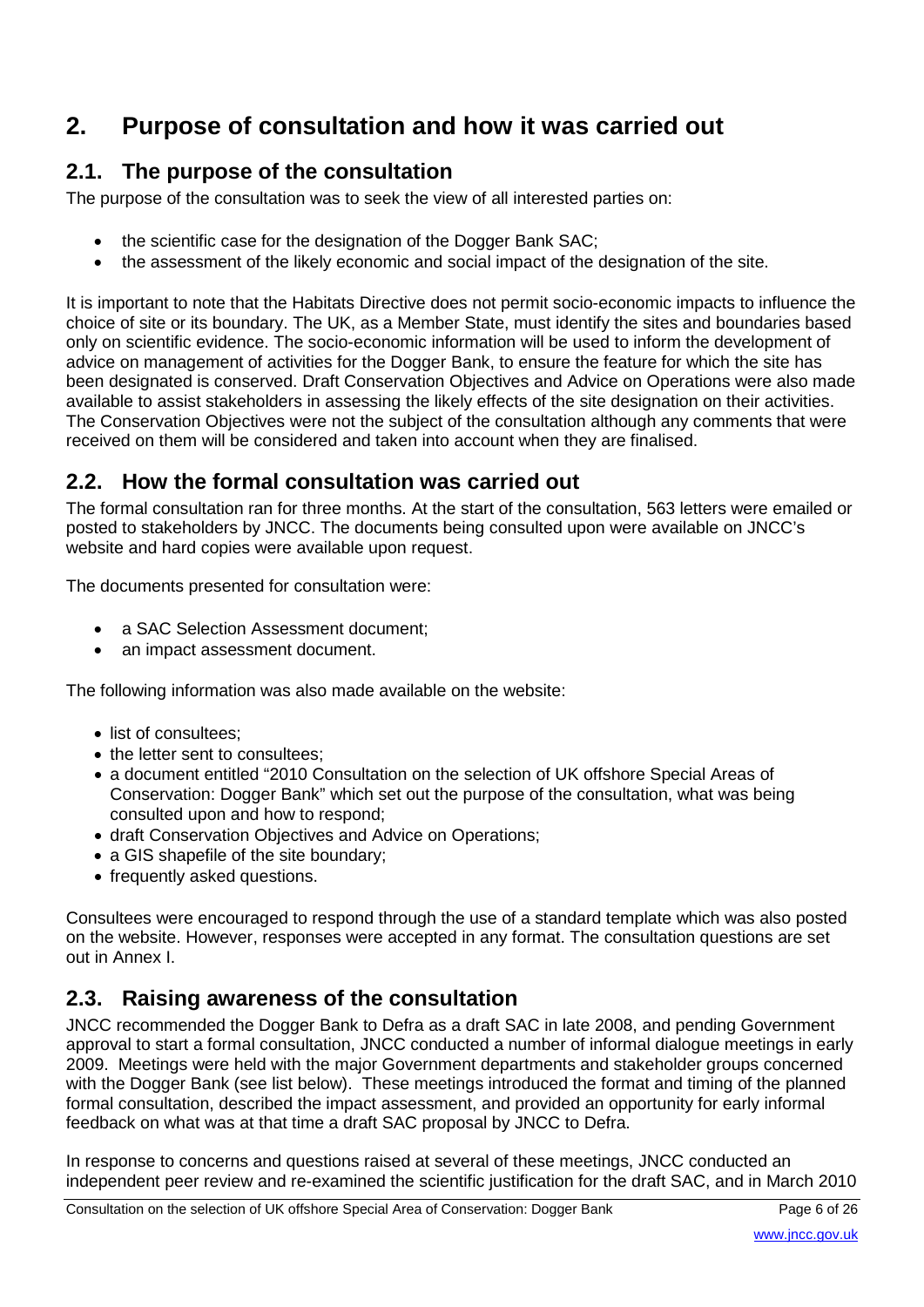# 2. Purpose of consultation and how it was carried out

## 2.1. The purpose of the consultation

The purpose of the consultation was to seek the view of all interested parties on:

- the scientific case for the designation of the Dogger Bank SAC;
- the assessment of the likely economic and social impact of the designation of the site.

It is important to note that the Habitats Directive does not permit socio-economic impacts to influence the choice of site or its boundary. The UK, as a Member State, must identify the sites and boundaries based only on scientific evidence. The socio-economic information will be used to inform the development of advice on management of activities for the Dogger Bank, to ensure the feature for which the site has been designated is conserved. Draft Conservation Objectives and Advice on Operations were also made available to assist stakeholders in assessing the likely effects of the site designation on their activities. The Conservation Objectives were not the subject of the consultation although any comments that were received on them will be considered and taken into account when they are finalised.

## 2.2. How the formal consultation was carried out

The formal consultation ran for three months. At the start of the consultation, 563 letters were emailed or posted to stakeholders by JNCC. The documents being consulted upon were available on JNCC's website and hard copies were available upon request.

The documents presented for consultation were:

- a SAC Selection Assessment document;
- an impact assessment document.

The following information was also made available on the website:

- list of consultees;
- the letter sent to consultees;
- a document entitled "2010 Consultation on the selection of UK offshore Special Areas of Conservation: Dogger Bank" which set out the purpose of the consultation, what was being consulted upon and how to respond;
- draft Conservation Objectives and Advice on Operations;
- a GIS shapefile of the site boundary;
- frequently asked questions.

Consultees were encouraged to respond through the use of a standard template which was also posted on the website. However, responses were accepted in any format. The consultation questions are set out in Annex I.

## 2.3. Raising awareness of the consultation

JNCC recommended the Dogger Bank to Defra as a draft SAC in late 2008, and pending Government approval to start a formal consultation, JNCC conducted a number of informal dialogue meetings in early 2009. Meetings were held with the major Government departments and stakeholder groups concerned with the Dogger Bank (see list below). These meetings introduced the format and timing of the planned formal consultation, described the impact assessment, and provided an opportunity for early informal feedback on what was at that time a draft SAC proposal by JNCC to Defra.

In response to concerns and questions raised at several of these meetings, JNCC conducted an independent peer review and re-examined the scientific justification for the draft SAC, and in March 2010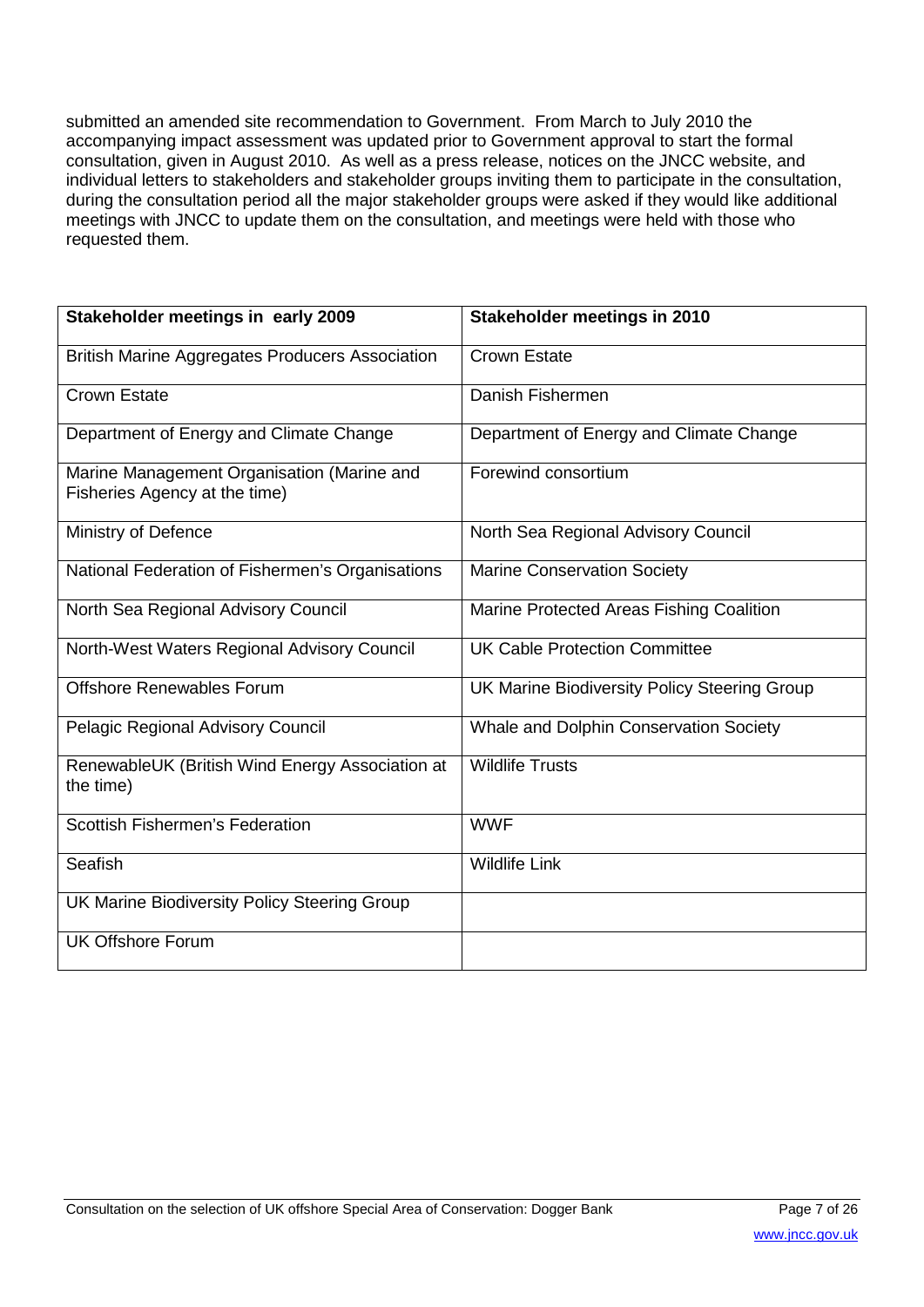submitted an amended site recommendation to Government. From March to July 2010 the accompanying impact assessment was updated prior to Government approval to start the formal consultation, given in August 2010. As well as a press release, notices on the JNCC website, and individual letters to stakeholders and stakeholder groups inviting them to participate in the consultation, during the consultation period all the major stakeholder groups were asked if they would like additional meetings with JNCC to update them on the consultation, and meetings were held with those who requested them.

| Stakeholder meetings in early 2009 | Stakeholder meetings in 2010 |
|---|---|
| British Marine Aggregates Producers Association | Crown Estate |
| Crown Estate | Danish Fishermen |
| Department of Energy and Climate Change | Department of Energy and Climate Change |
| Marine Management Organisation (Marine and Fisheries Agency at the time) | Forewind consortium |
| Ministry of Defence | North Sea Regional Advisory Council |
| National Federation of Fishermen's Organisations | Marine Conservation Society |
| North Sea Regional Advisory Council | Marine Protected Areas Fishing Coalition |
| North-West Waters Regional Advisory Council | UK Cable Protection Committee |
| Offshore Renewables Forum | UK Marine Biodiversity Policy Steering Group |
| Pelagic Regional Advisory Council | Whale and Dolphin Conservation Society |
| RenewableUK (British Wind Energy Association at the time) | Wildlife Trusts |
| Scottish Fishermen's Federation | WWF |
| Seafish | Wildlife Link |
| UK Marine Biodiversity Policy Steering Group | |
| UK Offshore Forum | |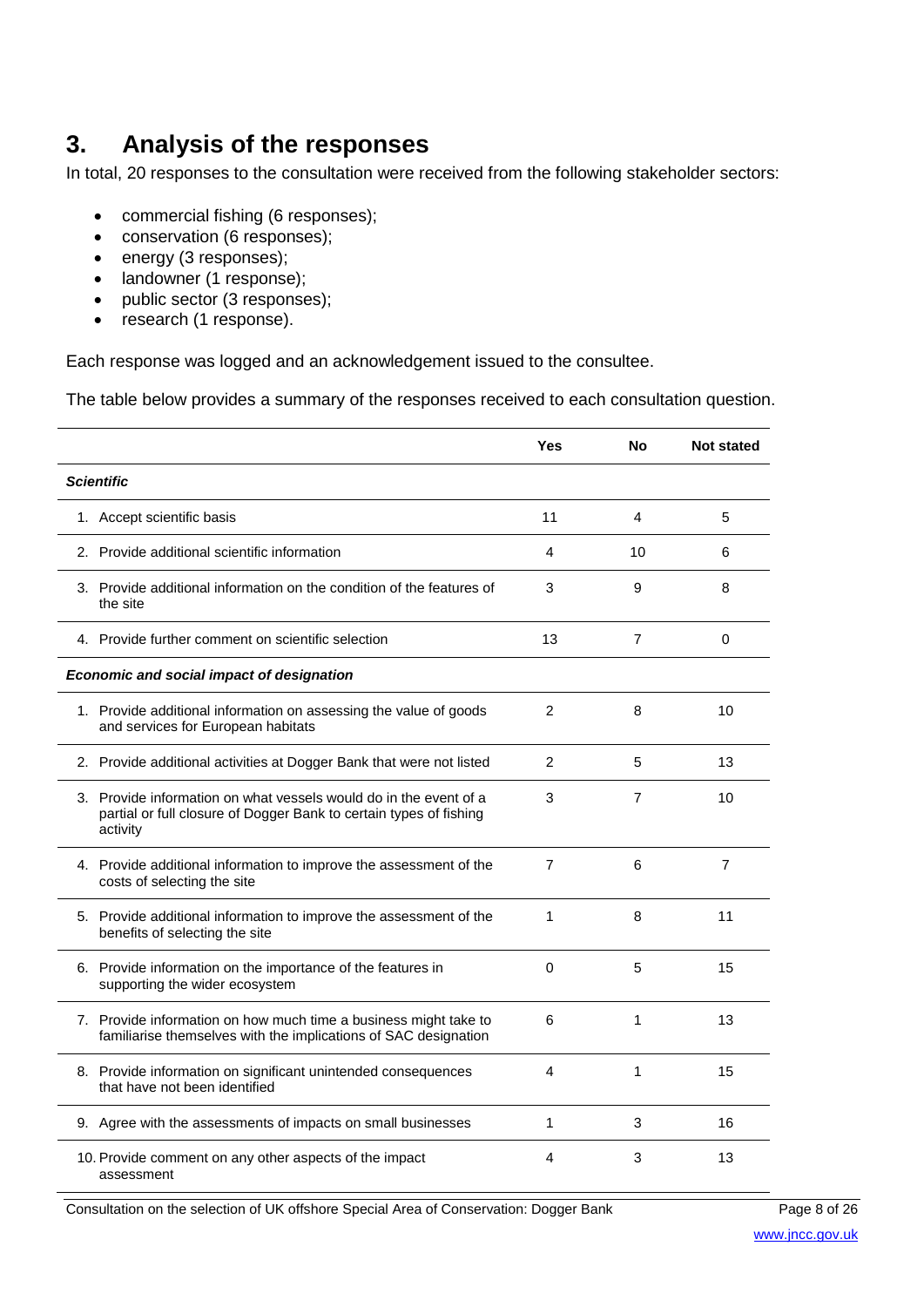# 3. Analysis of the responses

In total, 20 responses to the consultation were received from the following stakeholder sectors:

- commercial fishing (6 responses);
- conservation (6 responses);
- energy (3 responses);
- landowner (1 response);
- public sector (3 responses);
- research (1 response).

Each response was logged and an acknowledgement issued to the consultee.

The table below provides a summary of the responses received to each consultation question.

| | Yes | No | Not stated |
|---|---|---|---|
| ***Scientific*** | | | |
| 1. Accept scientific basis | 11 | 4 | 5 |
| 2. Provide additional scientific information | 4 | 10 | 6 |
| 3. Provide additional information on the condition of the features of the site | 3 | 9 | 8 |
| 4. Provide further comment on scientific selection | 13 | 7 | 0 |
| ***Economic and social impact of designation*** | | | |
| 1. Provide additional information on assessing the value of goods and services for European habitats | 2 | 8 | 10 |
| 2. Provide additional activities at Dogger Bank that were not listed | 2 | 5 | 13 |
| 3. Provide information on what vessels would do in the event of a partial or full closure of Dogger Bank to certain types of fishing activity | 3 | 7 | 10 |
| 4. Provide additional information to improve the assessment of the costs of selecting the site | 7 | 6 | 7 |
| 5. Provide additional information to improve the assessment of the benefits of selecting the site | 1 | 8 | 11 |
| 6. Provide information on the importance of the features in supporting the wider ecosystem | 0 | 5 | 15 |
| 7. Provide information on how much time a business might take to familiarise themselves with the implications of SAC designation | 6 | 1 | 13 |
| 8. Provide information on significant unintended consequences that have not been identified | 4 | 1 | 15 |
| 9. Agree with the assessments of impacts on small businesses | 1 | 3 | 16 |
| 10. Provide comment on any other aspects of the impact assessment | 4 | 3 | 13 |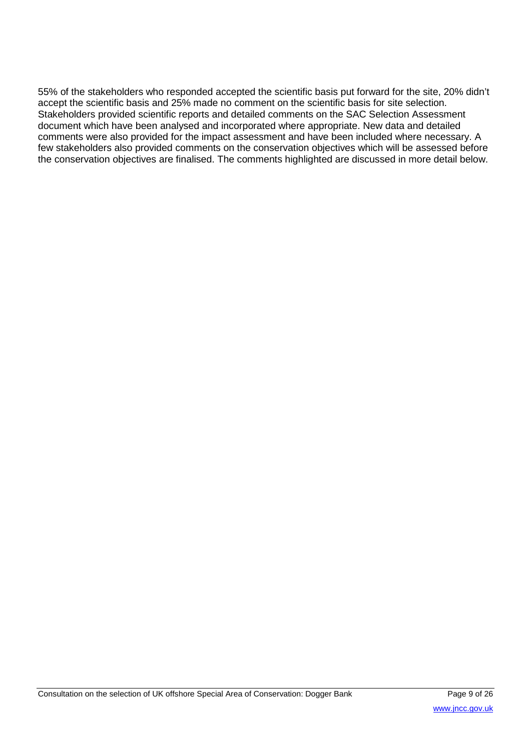55% of the stakeholders who responded accepted the scientific basis put forward for the site, 20% didn't accept the scientific basis and 25% made no comment on the scientific basis for site selection. Stakeholders provided scientific reports and detailed comments on the SAC Selection Assessment document which have been analysed and incorporated where appropriate. New data and detailed comments were also provided for the impact assessment and have been included where necessary. A few stakeholders also provided comments on the conservation objectives which will be assessed before the conservation objectives are finalised. The comments highlighted are discussed in more detail below.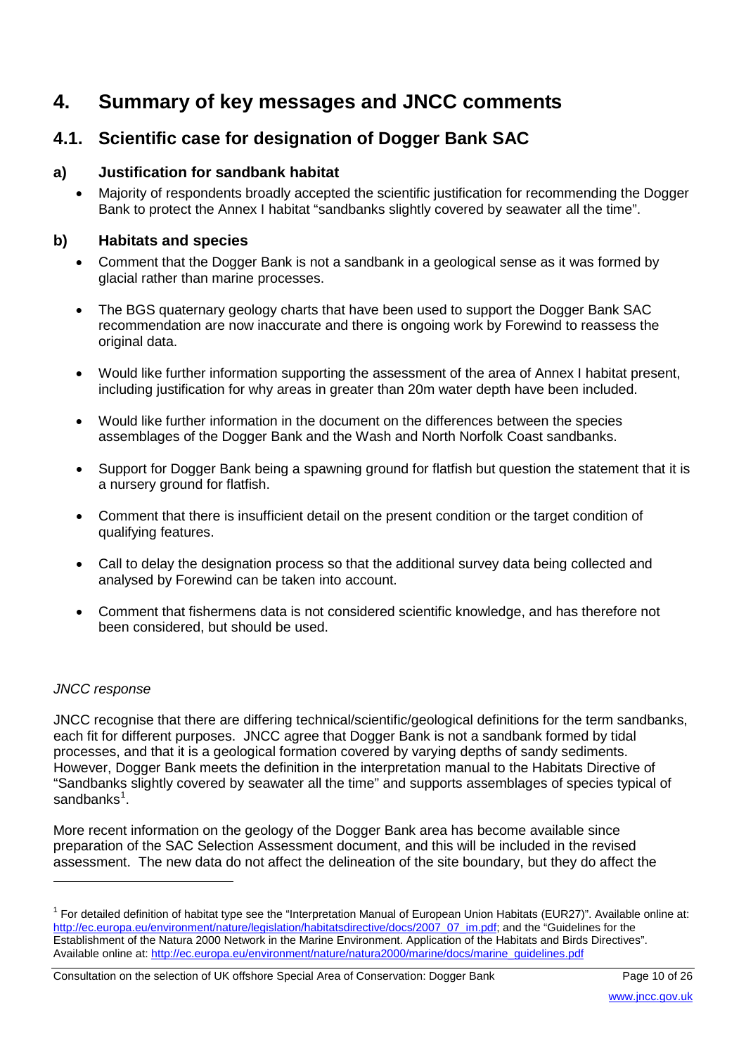# 4. Summary of key messages and JNCC comments

## 4.1. Scientific case for designation of Dogger Bank SAC

### a) Justification for sandbank habitat

- Majority of respondents broadly accepted the scientific justification for recommending the Dogger Bank to protect the Annex I habitat "sandbanks slightly covered by seawater all the time".

### b) Habitats and species

- Comment that the Dogger Bank is not a sandbank in a geological sense as it was formed by glacial rather than marine processes.
- The BGS quaternary geology charts that have been used to support the Dogger Bank SAC recommendation are now inaccurate and there is ongoing work by Forewind to reassess the original data.
- Would like further information supporting the assessment of the area of Annex I habitat present, including justification for why areas in greater than 20m water depth have been included.
- Would like further information in the document on the differences between the species assemblages of the Dogger Bank and the Wash and North Norfolk Coast sandbanks.
- Support for Dogger Bank being a spawning ground for flatfish but question the statement that it is a nursery ground for flatfish.
- Comment that there is insufficient detail on the present condition or the target condition of qualifying features.
- Call to delay the designation process so that the additional survey data being collected and analysed by Forewind can be taken into account.
- Comment that fishermens data is not considered scientific knowledge, and has therefore not been considered, but should be used.

*JNCC response*

JNCC recognise that there are differing technical/scientific/geological definitions for the term sandbanks, each fit for different purposes. JNCC agree that Dogger Bank is not a sandbank formed by tidal processes, and that it is a geological formation covered by varying depths of sandy sediments. However, Dogger Bank meets the definition in the interpretation manual to the Habitats Directive of "Sandbanks slightly covered by seawater all the time" and supports assemblages of species typical of sandbanks[1].

More recent information on the geology of the Dogger Bank area has become available since preparation of the SAC Selection Assessment document, and this will be included in the revised assessment. The new data do not affect the delineation of the site boundary, but they do affect the

[1] For detailed definition of habitat type see the "Interpretation Manual of European Union Habitats (EUR27)". Available online at: http://ec.europa.eu/environment/nature/legislation/habitatsdirective/docs/2007_07_im.pdf; and the "Guidelines for the Establishment of the Natura 2000 Network in the Marine Environment. Application of the Habitats and Birds Directives". Available online at: http://ec.europa.eu/environment/nature/natura2000/marine/docs/marine_guidelines.pdf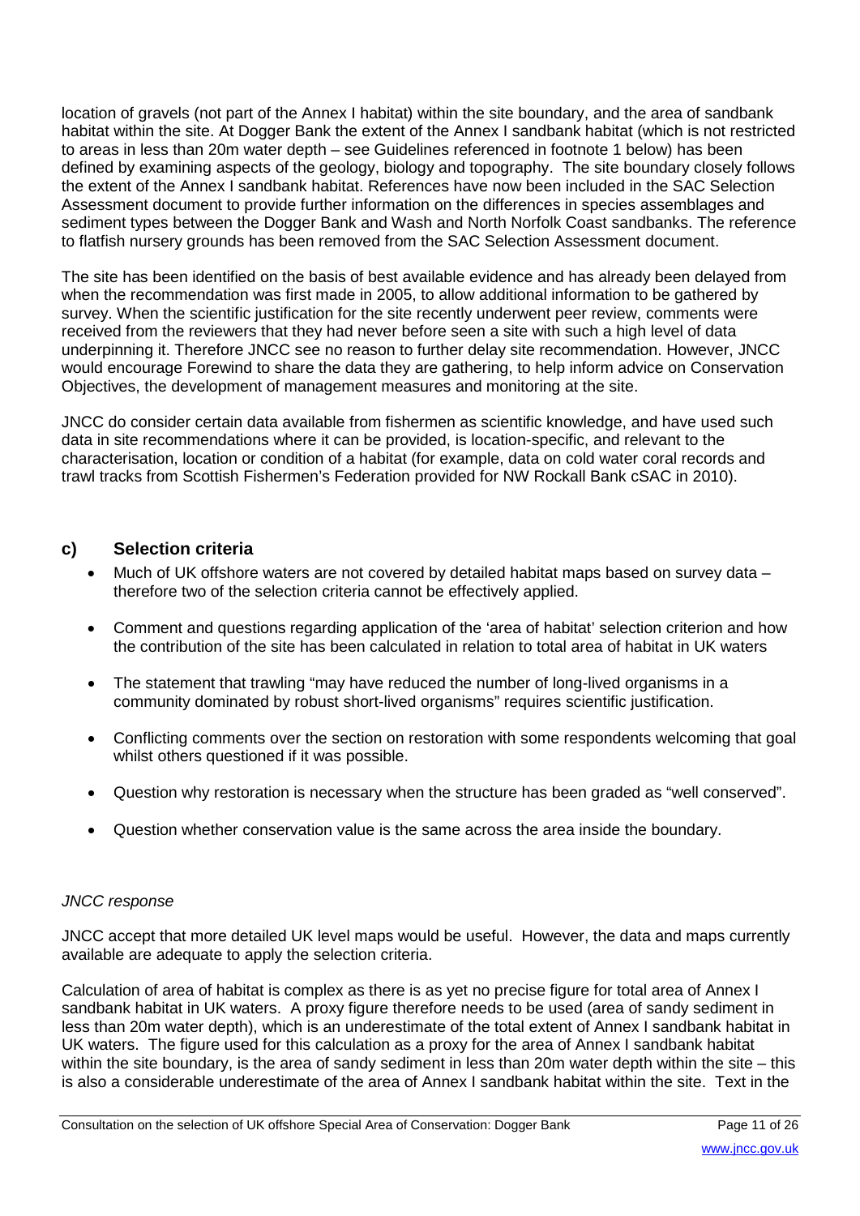location of gravels (not part of the Annex I habitat) within the site boundary, and the area of sandbank habitat within the site. At Dogger Bank the extent of the Annex I sandbank habitat (which is not restricted to areas in less than 20m water depth – see Guidelines referenced in footnote 1 below) has been defined by examining aspects of the geology, biology and topography. The site boundary closely follows the extent of the Annex I sandbank habitat. References have now been included in the SAC Selection Assessment document to provide further information on the differences in species assemblages and sediment types between the Dogger Bank and Wash and North Norfolk Coast sandbanks. The reference to flatfish nursery grounds has been removed from the SAC Selection Assessment document.

The site has been identified on the basis of best available evidence and has already been delayed from when the recommendation was first made in 2005, to allow additional information to be gathered by survey. When the scientific justification for the site recently underwent peer review, comments were received from the reviewers that they had never before seen a site with such a high level of data underpinning it. Therefore JNCC see no reason to further delay site recommendation. However, JNCC would encourage Forewind to share the data they are gathering, to help inform advice on Conservation Objectives, the development of management measures and monitoring at the site.

JNCC do consider certain data available from fishermen as scientific knowledge, and have used such data in site recommendations where it can be provided, is location-specific, and relevant to the characterisation, location or condition of a habitat (for example, data on cold water coral records and trawl tracks from Scottish Fishermen's Federation provided for NW Rockall Bank cSAC in 2010).

## c) Selection criteria

- Much of UK offshore waters are not covered by detailed habitat maps based on survey data – therefore two of the selection criteria cannot be effectively applied.
- Comment and questions regarding application of the 'area of habitat' selection criterion and how the contribution of the site has been calculated in relation to total area of habitat in UK waters
- The statement that trawling "may have reduced the number of long-lived organisms in a community dominated by robust short-lived organisms" requires scientific justification.
- Conflicting comments over the section on restoration with some respondents welcoming that goal whilst others questioned if it was possible.
- Question why restoration is necessary when the structure has been graded as "well conserved".
- Question whether conservation value is the same across the area inside the boundary.

*JNCC response*

JNCC accept that more detailed UK level maps would be useful. However, the data and maps currently available are adequate to apply the selection criteria.

Calculation of area of habitat is complex as there is as yet no precise figure for total area of Annex I sandbank habitat in UK waters. A proxy figure therefore needs to be used (area of sandy sediment in less than 20m water depth), which is an underestimate of the total extent of Annex I sandbank habitat in UK waters. The figure used for this calculation as a proxy for the area of Annex I sandbank habitat within the site boundary, is the area of sandy sediment in less than 20m water depth within the site – this is also a considerable underestimate of the area of Annex I sandbank habitat within the site. Text in the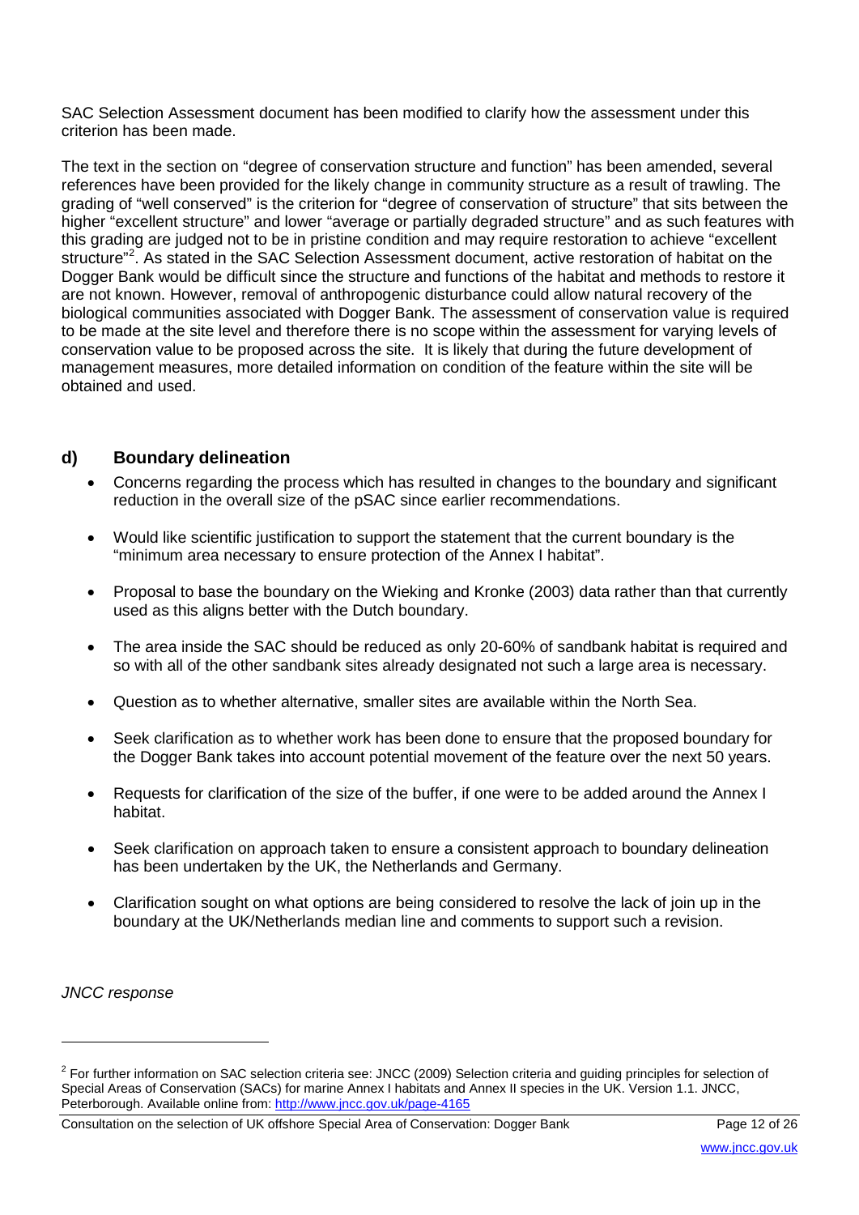SAC Selection Assessment document has been modified to clarify how the assessment under this criterion has been made.

The text in the section on "degree of conservation structure and function" has been amended, several references have been provided for the likely change in community structure as a result of trawling. The grading of "well conserved" is the criterion for "degree of conservation of structure" that sits between the higher "excellent structure" and lower "average or partially degraded structure" and as such features with this grading are judged not to be in pristine condition and may require restoration to achieve "excellent structure"[2]. As stated in the SAC Selection Assessment document, active restoration of habitat on the Dogger Bank would be difficult since the structure and functions of the habitat and methods to restore it are not known. However, removal of anthropogenic disturbance could allow natural recovery of the biological communities associated with Dogger Bank. The assessment of conservation value is required to be made at the site level and therefore there is no scope within the assessment for varying levels of conservation value to be proposed across the site. It is likely that during the future development of management measures, more detailed information on condition of the feature within the site will be obtained and used.

### d) Boundary delineation

- Concerns regarding the process which has resulted in changes to the boundary and significant reduction in the overall size of the pSAC since earlier recommendations.
- Would like scientific justification to support the statement that the current boundary is the "minimum area necessary to ensure protection of the Annex I habitat".
- Proposal to base the boundary on the Wieking and Kronke (2003) data rather than that currently used as this aligns better with the Dutch boundary.
- The area inside the SAC should be reduced as only 20-60% of sandbank habitat is required and so with all of the other sandbank sites already designated not such a large area is necessary.
- Question as to whether alternative, smaller sites are available within the North Sea.
- Seek clarification as to whether work has been done to ensure that the proposed boundary for the Dogger Bank takes into account potential movement of the feature over the next 50 years.
- Requests for clarification of the size of the buffer, if one were to be added around the Annex I habitat.
- Seek clarification on approach taken to ensure a consistent approach to boundary delineation has been undertaken by the UK, the Netherlands and Germany.
- Clarification sought on what options are being considered to resolve the lack of join up in the boundary at the UK/Netherlands median line and comments to support such a revision.

*JNCC response*

[2] For further information on SAC selection criteria see: JNCC (2009) Selection criteria and guiding principles for selection of Special Areas of Conservation (SACs) for marine Annex I habitats and Annex II species in the UK. Version 1.1. JNCC, Peterborough. Available online from: http://www.jncc.gov.uk/page-4165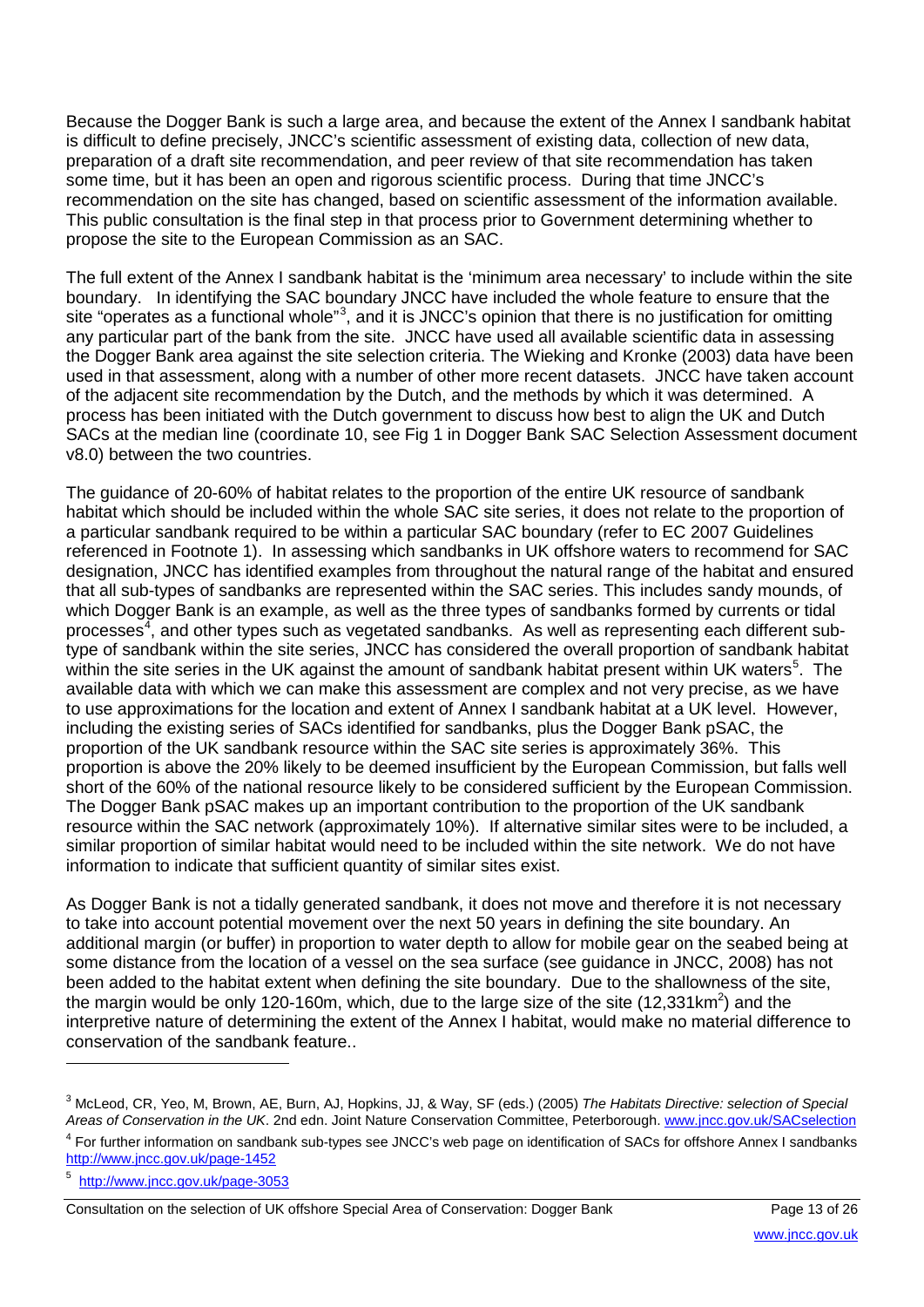Because the Dogger Bank is such a large area, and because the extent of the Annex I sandbank habitat is difficult to define precisely, JNCC's scientific assessment of existing data, collection of new data, preparation of a draft site recommendation, and peer review of that site recommendation has taken some time, but it has been an open and rigorous scientific process. During that time JNCC's recommendation on the site has changed, based on scientific assessment of the information available. This public consultation is the final step in that process prior to Government determining whether to propose the site to the European Commission as an SAC.

The full extent of the Annex I sandbank habitat is the 'minimum area necessary' to include within the site boundary. In identifying the SAC boundary JNCC have included the whole feature to ensure that the site "operates as a functional whole"[3], and it is JNCC's opinion that there is no justification for omitting any particular part of the bank from the site. JNCC have used all available scientific data in assessing the Dogger Bank area against the site selection criteria. The Wieking and Kronke (2003) data have been used in that assessment, along with a number of other more recent datasets. JNCC have taken account of the adjacent site recommendation by the Dutch, and the methods by which it was determined. A process has been initiated with the Dutch government to discuss how best to align the UK and Dutch SACs at the median line (coordinate 10, see Fig 1 in Dogger Bank SAC Selection Assessment document v8.0) between the two countries.

The guidance of 20-60% of habitat relates to the proportion of the entire UK resource of sandbank habitat which should be included within the whole SAC site series, it does not relate to the proportion of a particular sandbank required to be within a particular SAC boundary (refer to EC 2007 Guidelines referenced in Footnote 1). In assessing which sandbanks in UK offshore waters to recommend for SAC designation, JNCC has identified examples from throughout the natural range of the habitat and ensured that all sub-types of sandbanks are represented within the SAC series. This includes sandy mounds, of which Dogger Bank is an example, as well as the three types of sandbanks formed by currents or tidal processes[4], and other types such as vegetated sandbanks. As well as representing each different sub-type of sandbank within the site series, JNCC has considered the overall proportion of sandbank habitat within the site series in the UK against the amount of sandbank habitat present within UK waters[5]. The available data with which we can make this assessment are complex and not very precise, as we have to use approximations for the location and extent of Annex I sandbank habitat at a UK level. However, including the existing series of SACs identified for sandbanks, plus the Dogger Bank pSAC, the proportion of the UK sandbank resource within the SAC site series is approximately 36%. This proportion is above the 20% likely to be deemed insufficient by the European Commission, but falls well short of the 60% of the national resource likely to be considered sufficient by the European Commission. The Dogger Bank pSAC makes up an important contribution to the proportion of the UK sandbank resource within the SAC network (approximately 10%). If alternative similar sites were to be included, a similar proportion of similar habitat would need to be included within the site network. We do not have information to indicate that sufficient quantity of similar sites exist.

As Dogger Bank is not a tidally generated sandbank, it does not move and therefore it is not necessary to take into account potential movement over the next 50 years in defining the site boundary. An additional margin (or buffer) in proportion to water depth to allow for mobile gear on the seabed being at some distance from the location of a vessel on the sea surface (see guidance in JNCC, 2008) has not been added to the habitat extent when defining the site boundary. Due to the shallowness of the site, the margin would be only 120-160m, which, due to the large size of the site (12,331km$^2$) and the interpretive nature of determining the extent of the Annex I habitat, would make no material difference to conservation of the sandbank feature..

---

[3] McLeod, CR, Yeo, M, Brown, AE, Burn, AJ, Hopkins, JJ, & Way, SF (eds.) (2005) *The Habitats Directive: selection of Special Areas of Conservation in the UK*. 2nd edn. Joint Nature Conservation Committee, Peterborough. www.jncc.gov.uk/SACselection

[4] For further information on sandbank sub-types see JNCC's web page on identification of SACs for offshore Annex I sandbanks http://www.jncc.gov.uk/page-1452

[5] http://www.jncc.gov.uk/page-3053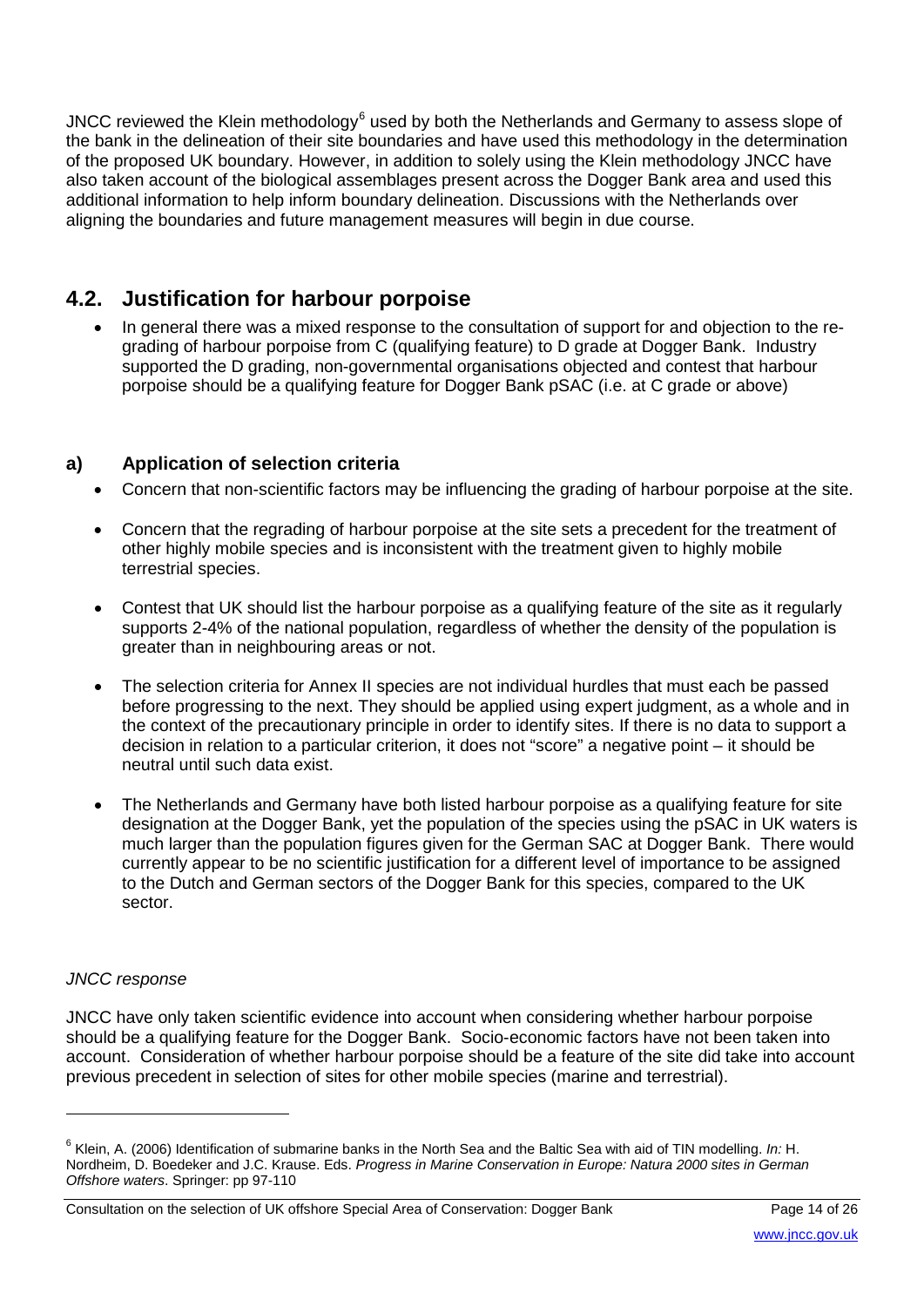JNCC reviewed the Klein methodology[6] used by both the Netherlands and Germany to assess slope of the bank in the delineation of their site boundaries and have used this methodology in the determination of the proposed UK boundary. However, in addition to solely using the Klein methodology JNCC have also taken account of the biological assemblages present across the Dogger Bank area and used this additional information to help inform boundary delineation. Discussions with the Netherlands over aligning the boundaries and future management measures will begin in due course.

## 4.2. Justification for harbour porpoise

- In general there was a mixed response to the consultation of support for and objection to the re-grading of harbour porpoise from C (qualifying feature) to D grade at Dogger Bank. Industry supported the D grading, non-governmental organisations objected and contest that harbour porpoise should be a qualifying feature for Dogger Bank pSAC (i.e. at C grade or above)

### a) Application of selection criteria

- Concern that non-scientific factors may be influencing the grading of harbour porpoise at the site.
- Concern that the regrading of harbour porpoise at the site sets a precedent for the treatment of other highly mobile species and is inconsistent with the treatment given to highly mobile terrestrial species.
- Contest that UK should list the harbour porpoise as a qualifying feature of the site as it regularly supports 2-4% of the national population, regardless of whether the density of the population is greater than in neighbouring areas or not.
- The selection criteria for Annex II species are not individual hurdles that must each be passed before progressing to the next. They should be applied using expert judgment, as a whole and in the context of the precautionary principle in order to identify sites. If there is no data to support a decision in relation to a particular criterion, it does not "score" a negative point – it should be neutral until such data exist.
- The Netherlands and Germany have both listed harbour porpoise as a qualifying feature for site designation at the Dogger Bank, yet the population of the species using the pSAC in UK waters is much larger than the population figures given for the German SAC at Dogger Bank. There would currently appear to be no scientific justification for a different level of importance to be assigned to the Dutch and German sectors of the Dogger Bank for this species, compared to the UK sector.

*JNCC response*

JNCC have only taken scientific evidence into account when considering whether harbour porpoise should be a qualifying feature for the Dogger Bank. Socio-economic factors have not been taken into account. Consideration of whether harbour porpoise should be a feature of the site did take into account previous precedent in selection of sites for other mobile species (marine and terrestrial).

---

[6] Klein, A. (2006) Identification of submarine banks in the North Sea and the Baltic Sea with aid of TIN modelling. *In:* H. Nordheim, D. Boedeker and J.C. Krause. Eds. *Progress in Marine Conservation in Europe: Natura 2000 sites in German Offshore waters*. Springer: pp 97-110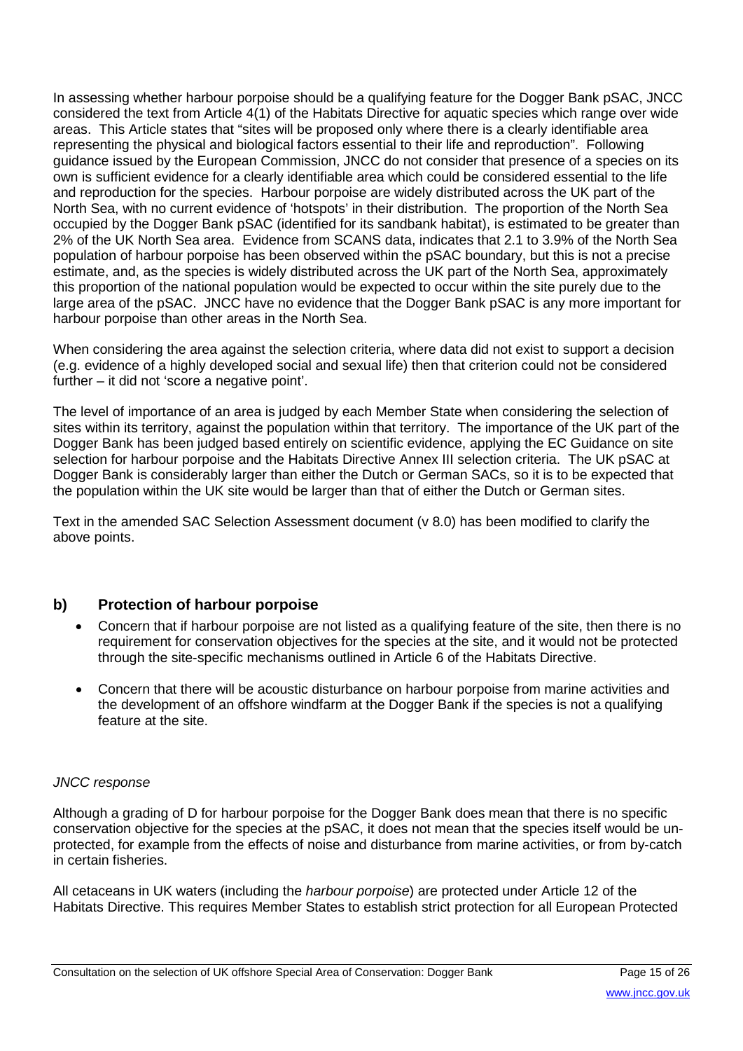In assessing whether harbour porpoise should be a qualifying feature for the Dogger Bank pSAC, JNCC considered the text from Article 4(1) of the Habitats Directive for aquatic species which range over wide areas. This Article states that "sites will be proposed only where there is a clearly identifiable area representing the physical and biological factors essential to their life and reproduction". Following guidance issued by the European Commission, JNCC do not consider that presence of a species on its own is sufficient evidence for a clearly identifiable area which could be considered essential to the life and reproduction for the species. Harbour porpoise are widely distributed across the UK part of the North Sea, with no current evidence of 'hotspots' in their distribution. The proportion of the North Sea occupied by the Dogger Bank pSAC (identified for its sandbank habitat), is estimated to be greater than 2% of the UK North Sea area. Evidence from SCANS data, indicates that 2.1 to 3.9% of the North Sea population of harbour porpoise has been observed within the pSAC boundary, but this is not a precise estimate, and, as the species is widely distributed across the UK part of the North Sea, approximately this proportion of the national population would be expected to occur within the site purely due to the large area of the pSAC. JNCC have no evidence that the Dogger Bank pSAC is any more important for harbour porpoise than other areas in the North Sea.

When considering the area against the selection criteria, where data did not exist to support a decision (e.g. evidence of a highly developed social and sexual life) then that criterion could not be considered further – it did not 'score a negative point'.

The level of importance of an area is judged by each Member State when considering the selection of sites within its territory, against the population within that territory. The importance of the UK part of the Dogger Bank has been judged based entirely on scientific evidence, applying the EC Guidance on site selection for harbour porpoise and the Habitats Directive Annex III selection criteria. The UK pSAC at Dogger Bank is considerably larger than either the Dutch or German SACs, so it is to be expected that the population within the UK site would be larger than that of either the Dutch or German sites.

Text in the amended SAC Selection Assessment document (v 8.0) has been modified to clarify the above points.

## b) Protection of harbour porpoise

- Concern that if harbour porpoise are not listed as a qualifying feature of the site, then there is no requirement for conservation objectives for the species at the site, and it would not be protected through the site-specific mechanisms outlined in Article 6 of the Habitats Directive.
- Concern that there will be acoustic disturbance on harbour porpoise from marine activities and the development of an offshore windfarm at the Dogger Bank if the species is not a qualifying feature at the site.

*JNCC response*

Although a grading of D for harbour porpoise for the Dogger Bank does mean that there is no specific conservation objective for the species at the pSAC, it does not mean that the species itself would be un-protected, for example from the effects of noise and disturbance from marine activities, or from by-catch in certain fisheries.

All cetaceans in UK waters (including the *harbour porpoise*) are protected under Article 12 of the Habitats Directive. This requires Member States to establish strict protection for all European Protected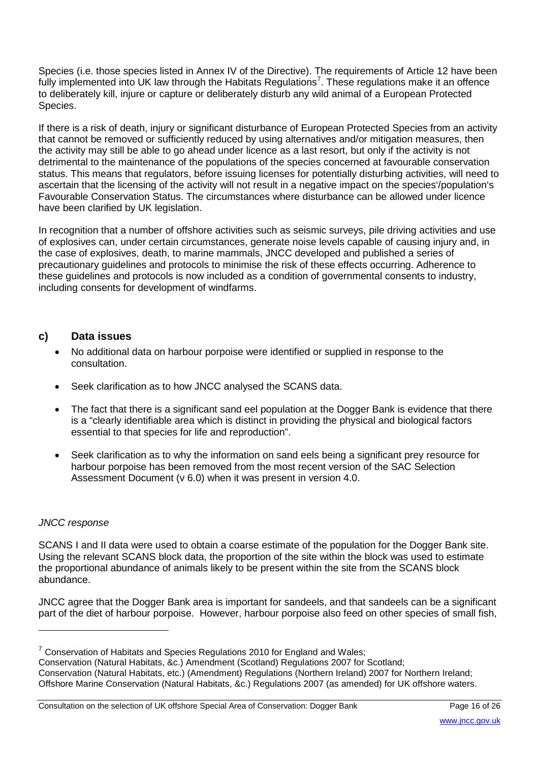Species (i.e. those species listed in Annex IV of the Directive). The requirements of Article 12 have been fully implemented into UK law through the Habitats Regulations[7]. These regulations make it an offence to deliberately kill, injure or capture or deliberately disturb any wild animal of a European Protected Species.

If there is a risk of death, injury or significant disturbance of European Protected Species from an activity that cannot be removed or sufficiently reduced by using alternatives and/or mitigation measures, then the activity may still be able to go ahead under licence as a last resort, but only if the activity is not detrimental to the maintenance of the populations of the species concerned at favourable conservation status. This means that regulators, before issuing licenses for potentially disturbing activities, will need to ascertain that the licensing of the activity will not result in a negative impact on the species'/population's Favourable Conservation Status. The circumstances where disturbance can be allowed under licence have been clarified by UK legislation.

In recognition that a number of offshore activities such as seismic surveys, pile driving activities and use of explosives can, under certain circumstances, generate noise levels capable of causing injury and, in the case of explosives, death, to marine mammals, JNCC developed and published a series of precautionary guidelines and protocols to minimise the risk of these effects occurring. Adherence to these guidelines and protocols is now included as a condition of governmental consents to industry, including consents for development of windfarms.

## c) Data issues

- No additional data on harbour porpoise were identified or supplied in response to the consultation.
- Seek clarification as to how JNCC analysed the SCANS data.
- The fact that there is a significant sand eel population at the Dogger Bank is evidence that there is a "clearly identifiable area which is distinct in providing the physical and biological factors essential to that species for life and reproduction".
- Seek clarification as to why the information on sand eels being a significant prey resource for harbour porpoise has been removed from the most recent version of the SAC Selection Assessment Document (v 6.0) when it was present in version 4.0.

*JNCC response*

SCANS I and II data were used to obtain a coarse estimate of the population for the Dogger Bank site. Using the relevant SCANS block data, the proportion of the site within the block was used to estimate the proportional abundance of animals likely to be present within the site from the SCANS block abundance.

JNCC agree that the Dogger Bank area is important for sandeels, and that sandeels can be a significant part of the diet of harbour porpoise. However, harbour porpoise also feed on other species of small fish,

[7] Conservation of Habitats and Species Regulations 2010 for England and Wales;
Conservation (Natural Habitats, &c.) Amendment (Scotland) Regulations 2007 for Scotland;
Conservation (Natural Habitats, etc.) (Amendment) Regulations (Northern Ireland) 2007 for Northern Ireland;
Offshore Marine Conservation (Natural Habitats, &c.) Regulations 2007 (as amended) for UK offshore waters.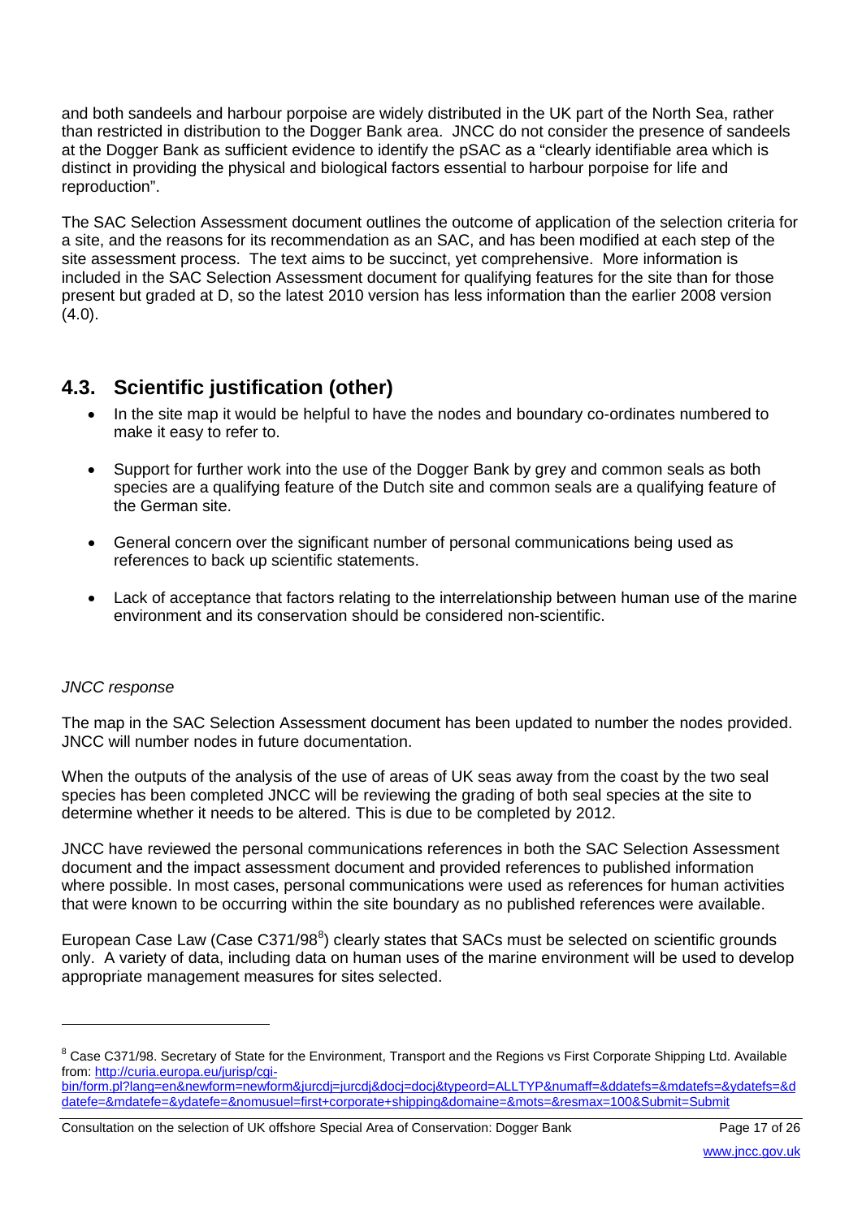and both sandeels and harbour porpoise are widely distributed in the UK part of the North Sea, rather than restricted in distribution to the Dogger Bank area. JNCC do not consider the presence of sandeels at the Dogger Bank as sufficient evidence to identify the pSAC as a "clearly identifiable area which is distinct in providing the physical and biological factors essential to harbour porpoise for life and reproduction".

The SAC Selection Assessment document outlines the outcome of application of the selection criteria for a site, and the reasons for its recommendation as an SAC, and has been modified at each step of the site assessment process. The text aims to be succinct, yet comprehensive. More information is included in the SAC Selection Assessment document for qualifying features for the site than for those present but graded at D, so the latest 2010 version has less information than the earlier 2008 version (4.0).

## 4.3. Scientific justification (other)

- In the site map it would be helpful to have the nodes and boundary co-ordinates numbered to make it easy to refer to.
- Support for further work into the use of the Dogger Bank by grey and common seals as both species are a qualifying feature of the Dutch site and common seals are a qualifying feature of the German site.
- General concern over the significant number of personal communications being used as references to back up scientific statements.
- Lack of acceptance that factors relating to the interrelationship between human use of the marine environment and its conservation should be considered non-scientific.

*JNCC response*

The map in the SAC Selection Assessment document has been updated to number the nodes provided. JNCC will number nodes in future documentation.

When the outputs of the analysis of the use of areas of UK seas away from the coast by the two seal species has been completed JNCC will be reviewing the grading of both seal species at the site to determine whether it needs to be altered. This is due to be completed by 2012.

JNCC have reviewed the personal communications references in both the SAC Selection Assessment document and the impact assessment document and provided references to published information where possible. In most cases, personal communications were used as references for human activities that were known to be occurring within the site boundary as no published references were available.

European Case Law (Case C371/98[8]) clearly states that SACs must be selected on scientific grounds only. A variety of data, including data on human uses of the marine environment will be used to develop appropriate management measures for sites selected.

---

[8] Case C371/98. Secretary of State for the Environment, Transport and the Regions vs First Corporate Shipping Ltd. Available from: http://curia.europa.eu/jurisp/cgi-bin/form.pl?lang=en&newform=newform&jurcdj=jurcdj&docj=docj&typeord=ALLTYP&numaff=&ddatefs=&mdatefs=&ydatefs=&ddatefe=&mdatefe=&ydatefe=&nomusuel=first+corporate+shipping&domaine=&mots=&resmax=100&Submit=Submit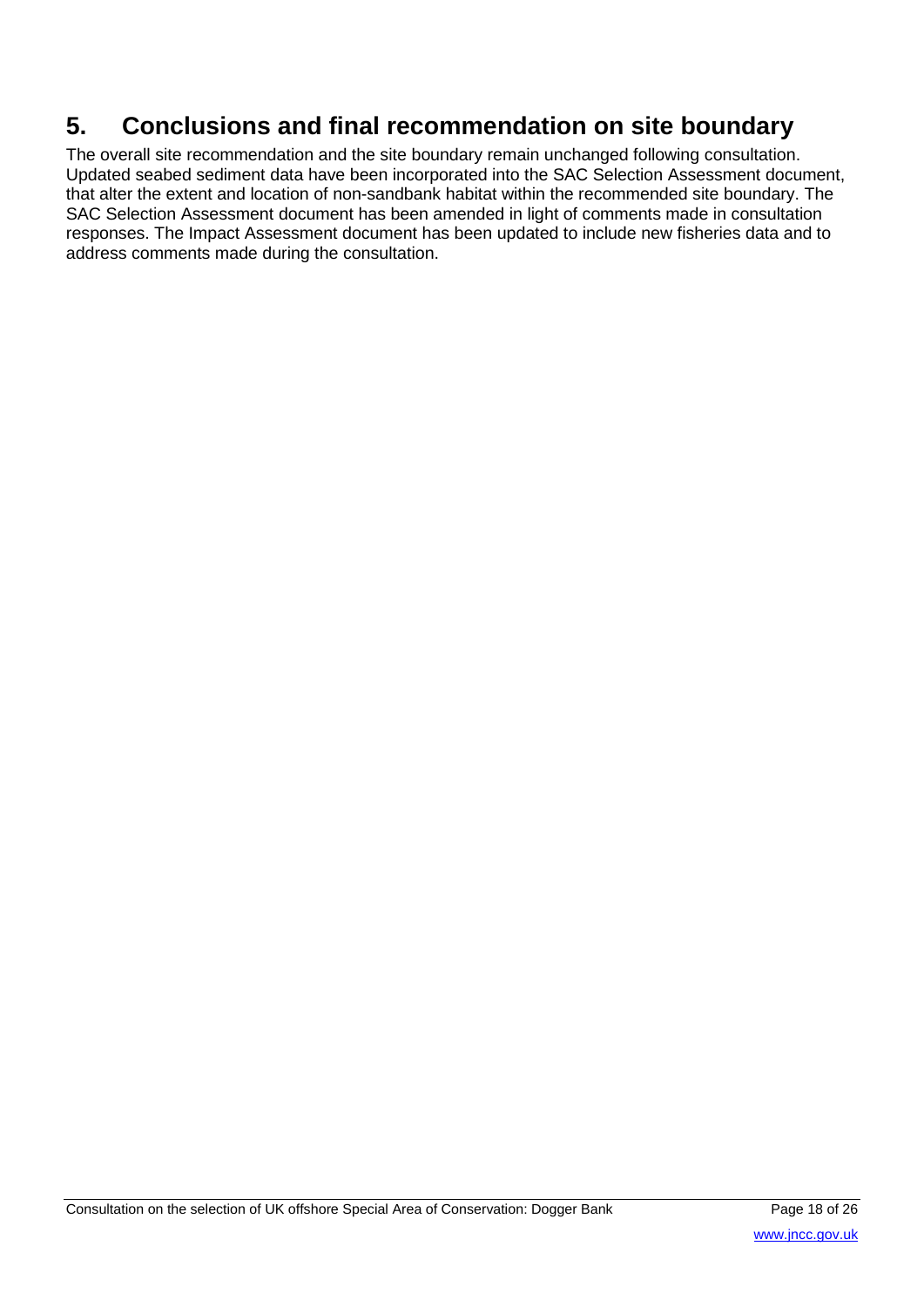# 5. Conclusions and final recommendation on site boundary

The overall site recommendation and the site boundary remain unchanged following consultation. Updated seabed sediment data have been incorporated into the SAC Selection Assessment document, that alter the extent and location of non-sandbank habitat within the recommended site boundary. The SAC Selection Assessment document has been amended in light of comments made in consultation responses. The Impact Assessment document has been updated to include new fisheries data and to address comments made during the consultation.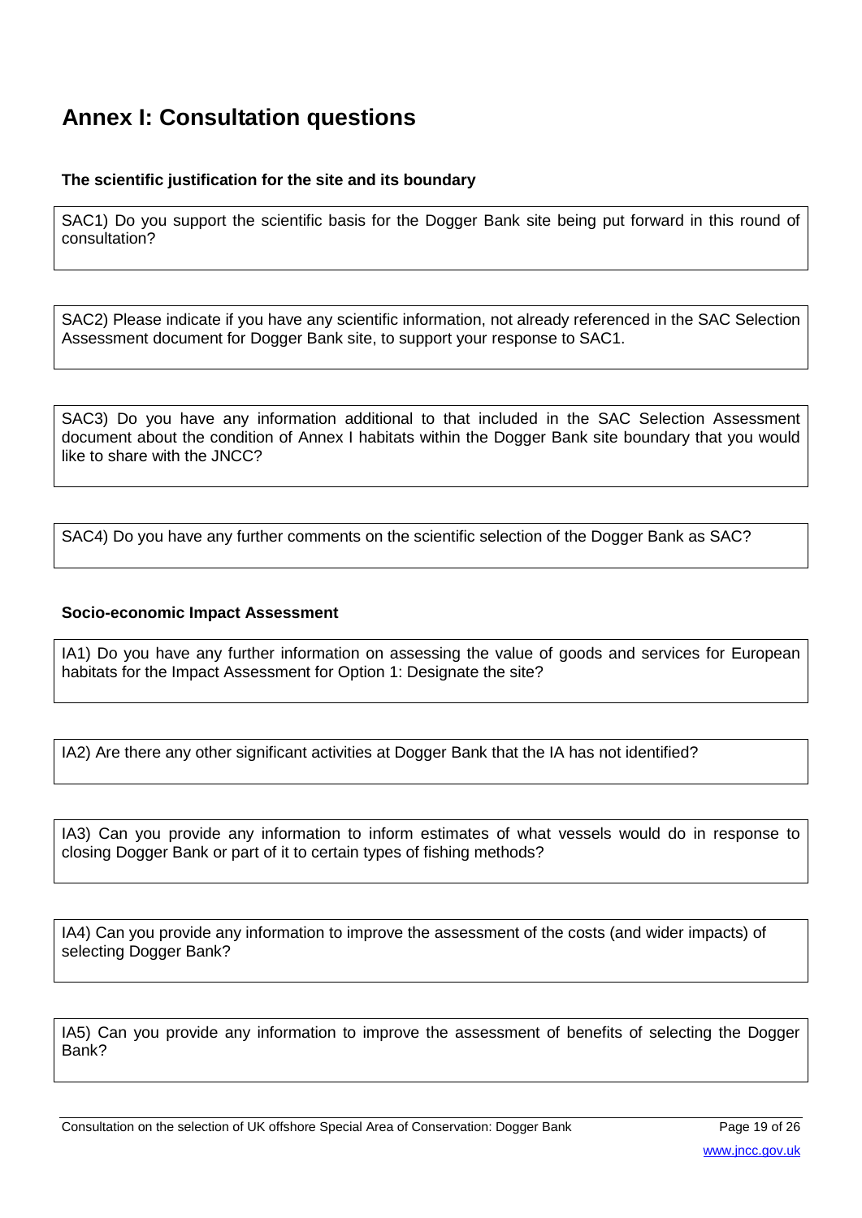# Annex I: Consultation questions

### The scientific justification for the site and its boundary

SAC1) Do you support the scientific basis for the Dogger Bank site being put forward in this round of consultation?

SAC2) Please indicate if you have any scientific information, not already referenced in the SAC Selection Assessment document for Dogger Bank site, to support your response to SAC1.

SAC3) Do you have any information additional to that included in the SAC Selection Assessment document about the condition of Annex I habitats within the Dogger Bank site boundary that you would like to share with the JNCC?

SAC4) Do you have any further comments on the scientific selection of the Dogger Bank as SAC?

### Socio-economic Impact Assessment

IA1) Do you have any further information on assessing the value of goods and services for European habitats for the Impact Assessment for Option 1: Designate the site?

IA2) Are there any other significant activities at Dogger Bank that the IA has not identified?

IA3) Can you provide any information to inform estimates of what vessels would do in response to closing Dogger Bank or part of it to certain types of fishing methods?

IA4) Can you provide any information to improve the assessment of the costs (and wider impacts) of selecting Dogger Bank?

IA5) Can you provide any information to improve the assessment of benefits of selecting the Dogger Bank?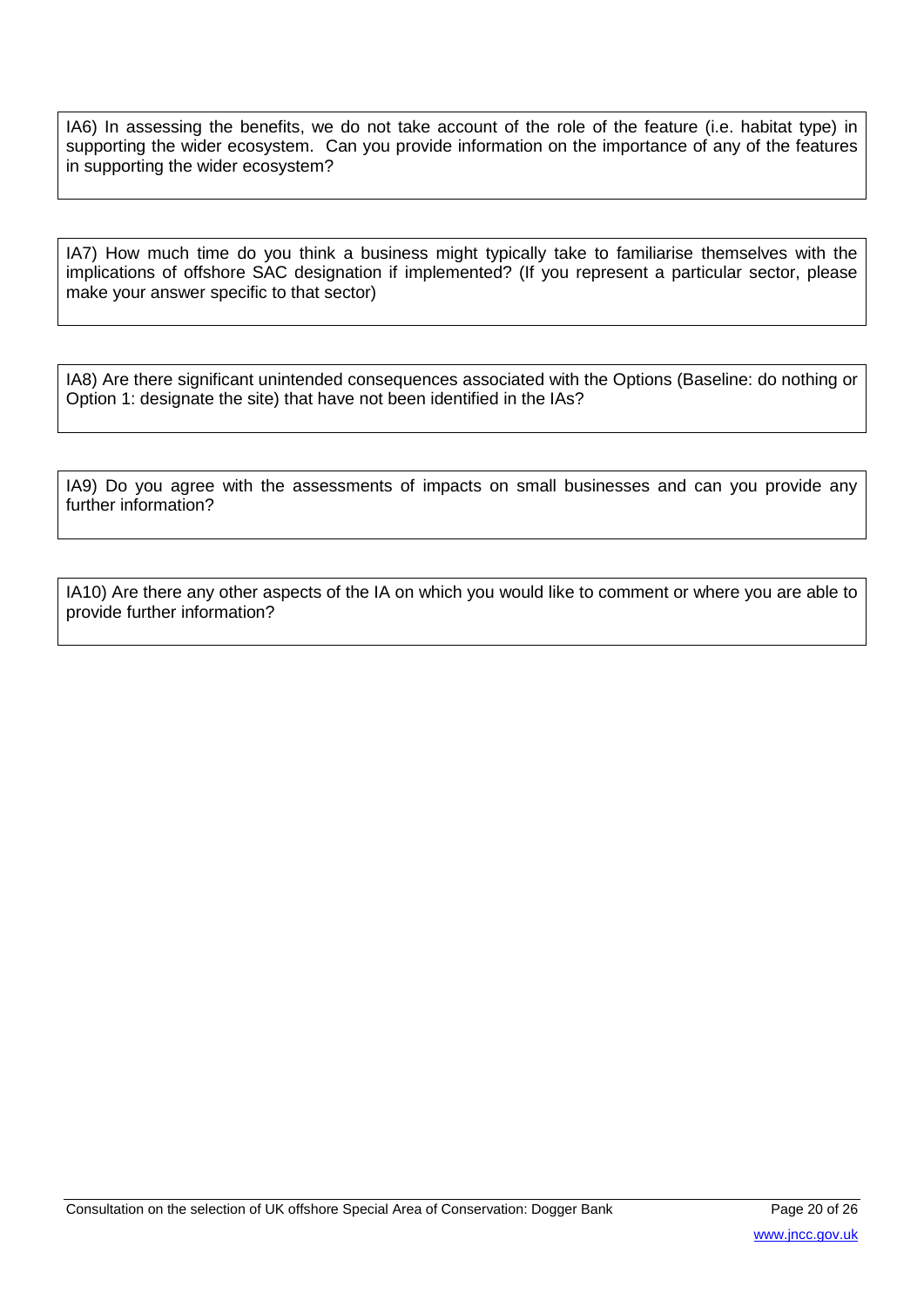IA6) In assessing the benefits, we do not take account of the role of the feature (i.e. habitat type) in supporting the wider ecosystem. Can you provide information on the importance of any of the features in supporting the wider ecosystem?

IA7) How much time do you think a business might typically take to familiarise themselves with the implications of offshore SAC designation if implemented? (If you represent a particular sector, please make your answer specific to that sector)

IA8) Are there significant unintended consequences associated with the Options (Baseline: do nothing or Option 1: designate the site) that have not been identified in the IAs?

IA9) Do you agree with the assessments of impacts on small businesses and can you provide any further information?

IA10) Are there any other aspects of the IA on which you would like to comment or where you are able to provide further information?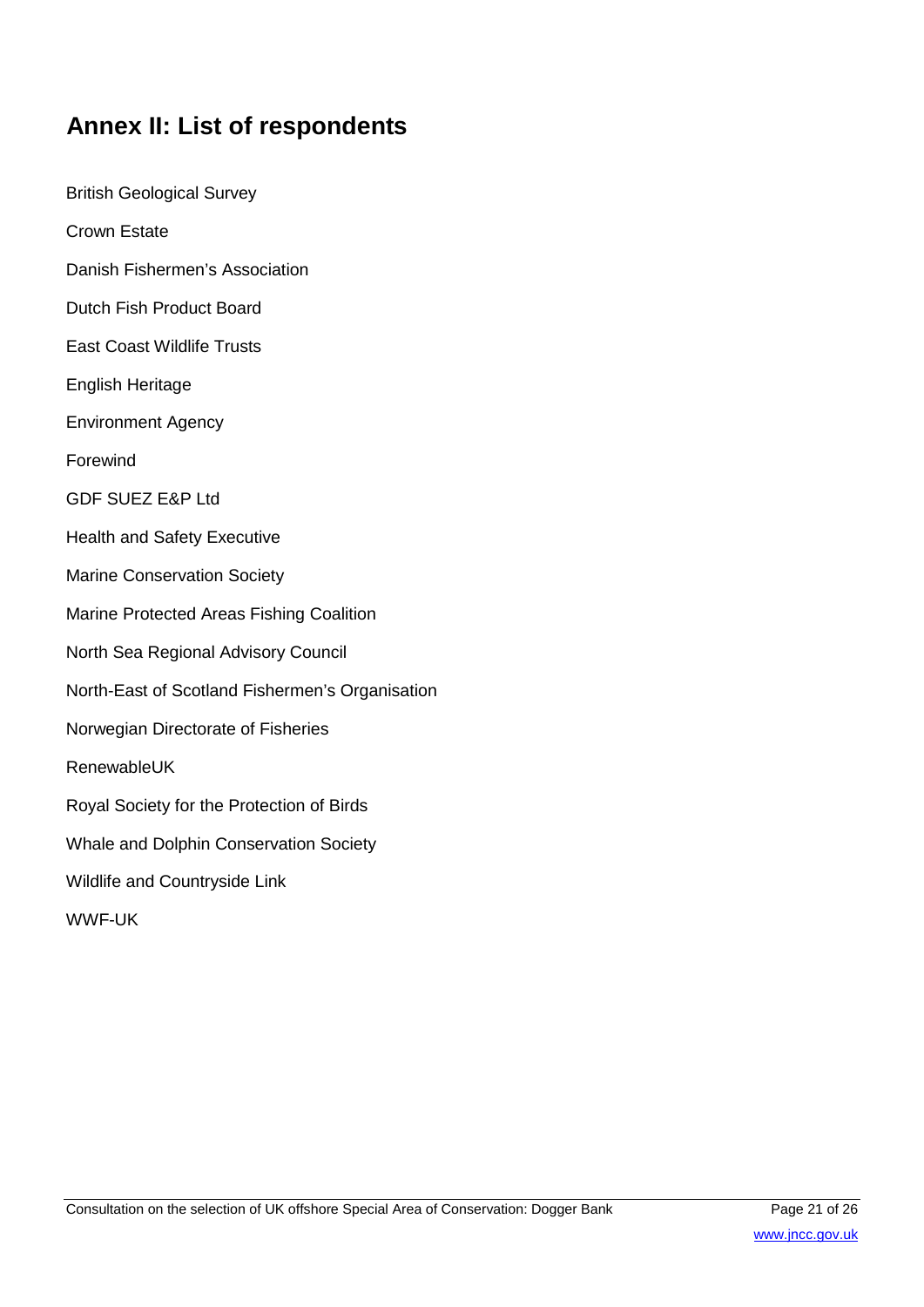## Annex II: List of respondents

British Geological Survey

Crown Estate

Danish Fishermen's Association

Dutch Fish Product Board

East Coast Wildlife Trusts

English Heritage

Environment Agency

Forewind

GDF SUEZ E&P Ltd

Health and Safety Executive

Marine Conservation Society

Marine Protected Areas Fishing Coalition

North Sea Regional Advisory Council

North-East of Scotland Fishermen's Organisation

Norwegian Directorate of Fisheries

RenewableUK

Royal Society for the Protection of Birds

Whale and Dolphin Conservation Society

Wildlife and Countryside Link

WWF-UK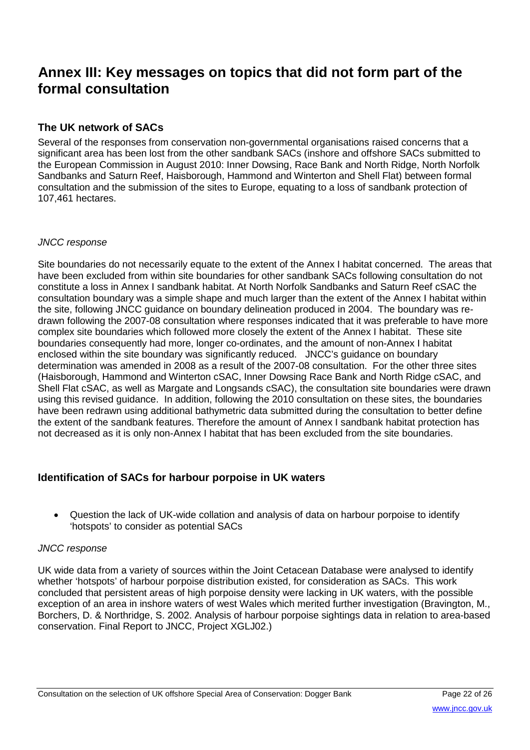# Annex III: Key messages on topics that did not form part of the formal consultation

## The UK network of SACs

Several of the responses from conservation non-governmental organisations raised concerns that a significant area has been lost from the other sandbank SACs (inshore and offshore SACs submitted to the European Commission in August 2010: Inner Dowsing, Race Bank and North Ridge, North Norfolk Sandbanks and Saturn Reef, Haisborough, Hammond and Winterton and Shell Flat) between formal consultation and the submission of the sites to Europe, equating to a loss of sandbank protection of 107,461 hectares.

*JNCC response*

Site boundaries do not necessarily equate to the extent of the Annex I habitat concerned. The areas that have been excluded from within site boundaries for other sandbank SACs following consultation do not constitute a loss in Annex I sandbank habitat. At North Norfolk Sandbanks and Saturn Reef cSAC the consultation boundary was a simple shape and much larger than the extent of the Annex I habitat within the site, following JNCC guidance on boundary delineation produced in 2004. The boundary was re-drawn following the 2007-08 consultation where responses indicated that it was preferable to have more complex site boundaries which followed more closely the extent of the Annex I habitat. These site boundaries consequently had more, longer co-ordinates, and the amount of non-Annex I habitat enclosed within the site boundary was significantly reduced. JNCC's guidance on boundary determination was amended in 2008 as a result of the 2007-08 consultation. For the other three sites (Haisborough, Hammond and Winterton cSAC, Inner Dowsing Race Bank and North Ridge cSAC, and Shell Flat cSAC, as well as Margate and Longsands cSAC), the consultation site boundaries were drawn using this revised guidance. In addition, following the 2010 consultation on these sites, the boundaries have been redrawn using additional bathymetric data submitted during the consultation to better define the extent of the sandbank features. Therefore the amount of Annex I sandbank habitat protection has not decreased as it is only non-Annex I habitat that has been excluded from the site boundaries.

## Identification of SACs for harbour porpoise in UK waters

- Question the lack of UK-wide collation and analysis of data on harbour porpoise to identify 'hotspots' to consider as potential SACs

*JNCC response*

UK wide data from a variety of sources within the Joint Cetacean Database were analysed to identify whether 'hotspots' of harbour porpoise distribution existed, for consideration as SACs. This work concluded that persistent areas of high porpoise density were lacking in UK waters, with the possible exception of an area in inshore waters of west Wales which merited further investigation (Bravington, M., Borchers, D. & Northridge, S. 2002. Analysis of harbour porpoise sightings data in relation to area-based conservation. Final Report to JNCC, Project XGLJ02.)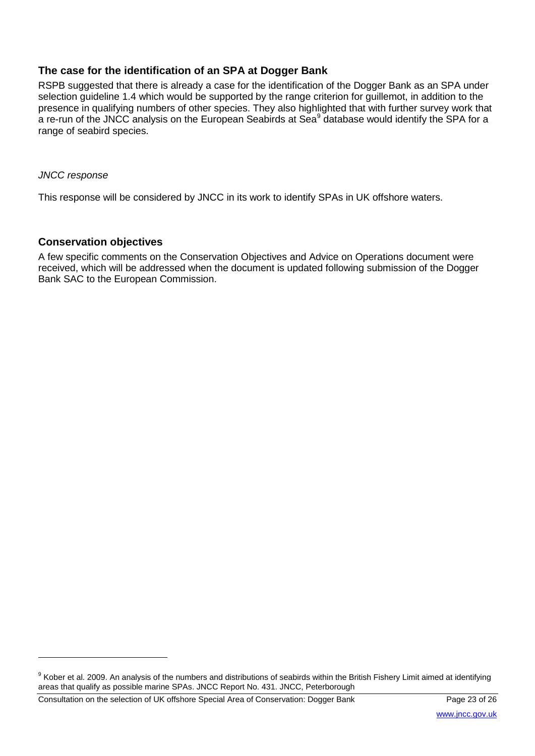## The case for the identification of an SPA at Dogger Bank

RSPB suggested that there is already a case for the identification of the Dogger Bank as an SPA under selection guideline 1.4 which would be supported by the range criterion for guillemot, in addition to the presence in qualifying numbers of other species. They also highlighted that with further survey work that a re-run of the JNCC analysis on the European Seabirds at Sea[9] database would identify the SPA for a range of seabird species.

*JNCC response*

This response will be considered by JNCC in its work to identify SPAs in UK offshore waters.

## Conservation objectives

A few specific comments on the Conservation Objectives and Advice on Operations document were received, which will be addressed when the document is updated following submission of the Dogger Bank SAC to the European Commission.

[9] Kober et al. 2009. An analysis of the numbers and distributions of seabirds within the British Fishery Limit aimed at identifying areas that qualify as possible marine SPAs. JNCC Report No. 431. JNCC, Peterborough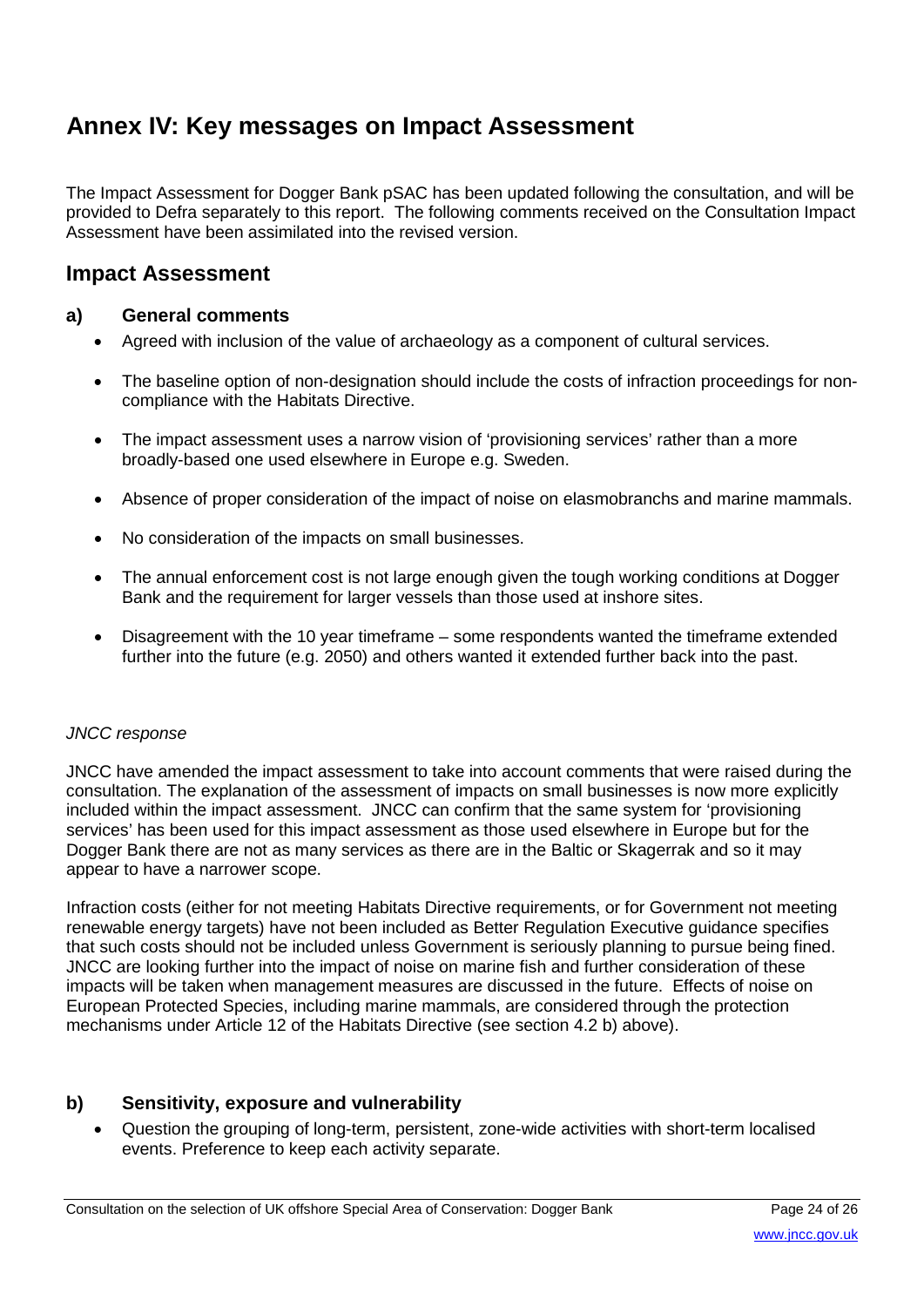# Annex IV: Key messages on Impact Assessment

The Impact Assessment for Dogger Bank pSAC has been updated following the consultation, and will be provided to Defra separately to this report. The following comments received on the Consultation Impact Assessment have been assimilated into the revised version.

## Impact Assessment

### a) General comments

- Agreed with inclusion of the value of archaeology as a component of cultural services.
- The baseline option of non-designation should include the costs of infraction proceedings for non-compliance with the Habitats Directive.
- The impact assessment uses a narrow vision of 'provisioning services' rather than a more broadly-based one used elsewhere in Europe e.g. Sweden.
- Absence of proper consideration of the impact of noise on elasmobranchs and marine mammals.
- No consideration of the impacts on small businesses.
- The annual enforcement cost is not large enough given the tough working conditions at Dogger Bank and the requirement for larger vessels than those used at inshore sites.
- Disagreement with the 10 year timeframe – some respondents wanted the timeframe extended further into the future (e.g. 2050) and others wanted it extended further back into the past.

*JNCC response*

JNCC have amended the impact assessment to take into account comments that were raised during the consultation. The explanation of the assessment of impacts on small businesses is now more explicitly included within the impact assessment. JNCC can confirm that the same system for 'provisioning services' has been used for this impact assessment as those used elsewhere in Europe but for the Dogger Bank there are not as many services as there are in the Baltic or Skagerrak and so it may appear to have a narrower scope.

Infraction costs (either for not meeting Habitats Directive requirements, or for Government not meeting renewable energy targets) have not been included as Better Regulation Executive guidance specifies that such costs should not be included unless Government is seriously planning to pursue being fined. JNCC are looking further into the impact of noise on marine fish and further consideration of these impacts will be taken when management measures are discussed in the future. Effects of noise on European Protected Species, including marine mammals, are considered through the protection mechanisms under Article 12 of the Habitats Directive (see section 4.2 b) above).

### b) Sensitivity, exposure and vulnerability

- Question the grouping of long-term, persistent, zone-wide activities with short-term localised events. Preference to keep each activity separate.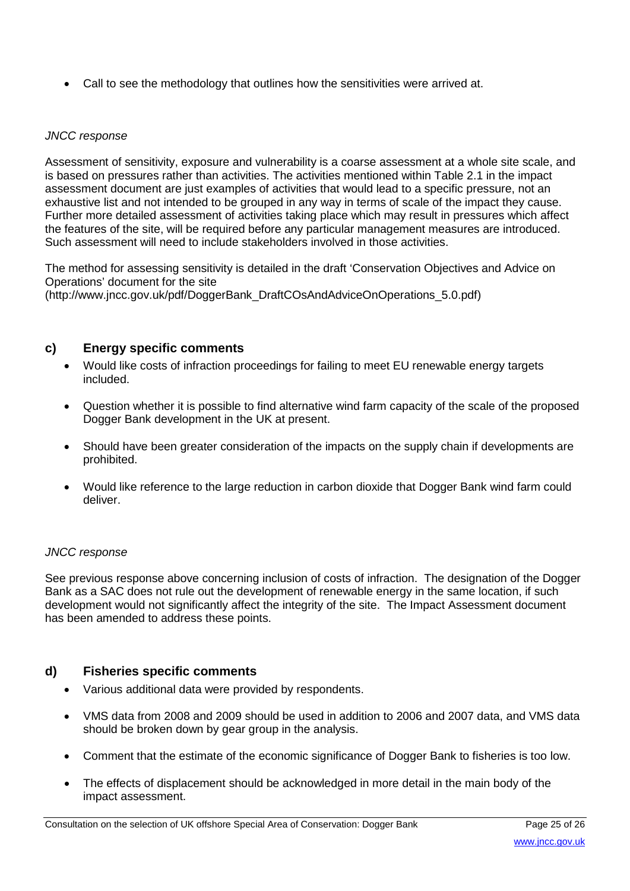- Call to see the methodology that outlines how the sensitivities were arrived at.

*JNCC response*

Assessment of sensitivity, exposure and vulnerability is a coarse assessment at a whole site scale, and is based on pressures rather than activities. The activities mentioned within Table 2.1 in the impact assessment document are just examples of activities that would lead to a specific pressure, not an exhaustive list and not intended to be grouped in any way in terms of scale of the impact they cause. Further more detailed assessment of activities taking place which may result in pressures which affect the features of the site, will be required before any particular management measures are introduced. Such assessment will need to include stakeholders involved in those activities.

The method for assessing sensitivity is detailed in the draft 'Conservation Objectives and Advice on Operations' document for the site (http://www.jncc.gov.uk/pdf/DoggerBank_DraftCOsAndAdviceOnOperations_5.0.pdf)

## c) Energy specific comments

- Would like costs of infraction proceedings for failing to meet EU renewable energy targets included.
- Question whether it is possible to find alternative wind farm capacity of the scale of the proposed Dogger Bank development in the UK at present.
- Should have been greater consideration of the impacts on the supply chain if developments are prohibited.
- Would like reference to the large reduction in carbon dioxide that Dogger Bank wind farm could deliver.

*JNCC response*

See previous response above concerning inclusion of costs of infraction. The designation of the Dogger Bank as a SAC does not rule out the development of renewable energy in the same location, if such development would not significantly affect the integrity of the site. The Impact Assessment document has been amended to address these points.

## d) Fisheries specific comments

- Various additional data were provided by respondents.
- VMS data from 2008 and 2009 should be used in addition to 2006 and 2007 data, and VMS data should be broken down by gear group in the analysis.
- Comment that the estimate of the economic significance of Dogger Bank to fisheries is too low.
- The effects of displacement should be acknowledged in more detail in the main body of the impact assessment.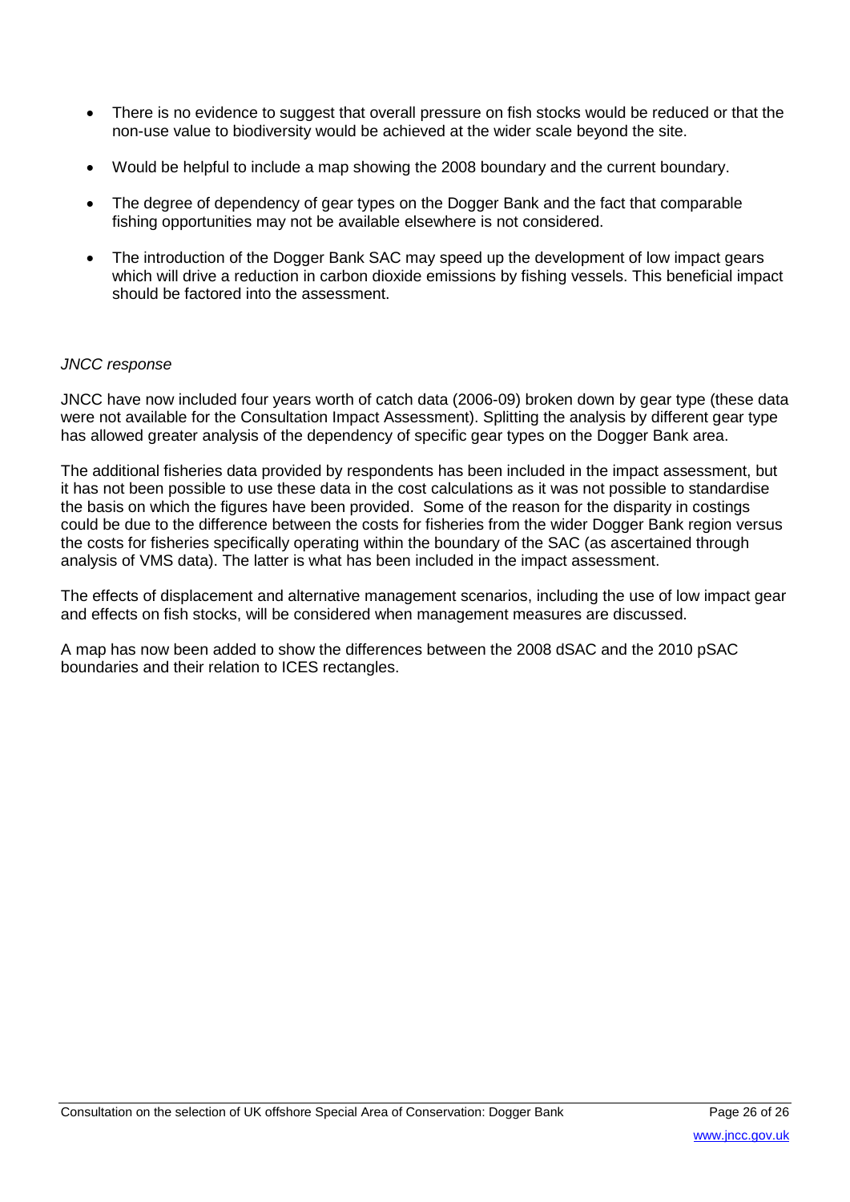- There is no evidence to suggest that overall pressure on fish stocks would be reduced or that the non-use value to biodiversity would be achieved at the wider scale beyond the site.
- Would be helpful to include a map showing the 2008 boundary and the current boundary.
- The degree of dependency of gear types on the Dogger Bank and the fact that comparable fishing opportunities may not be available elsewhere is not considered.
- The introduction of the Dogger Bank SAC may speed up the development of low impact gears which will drive a reduction in carbon dioxide emissions by fishing vessels. This beneficial impact should be factored into the assessment.

*JNCC response*

JNCC have now included four years worth of catch data (2006-09) broken down by gear type (these data were not available for the Consultation Impact Assessment). Splitting the analysis by different gear type has allowed greater analysis of the dependency of specific gear types on the Dogger Bank area.

The additional fisheries data provided by respondents has been included in the impact assessment, but it has not been possible to use these data in the cost calculations as it was not possible to standardise the basis on which the figures have been provided. Some of the reason for the disparity in costings could be due to the difference between the costs for fisheries from the wider Dogger Bank region versus the costs for fisheries specifically operating within the boundary of the SAC (as ascertained through analysis of VMS data). The latter is what has been included in the impact assessment.

The effects of displacement and alternative management scenarios, including the use of low impact gear and effects on fish stocks, will be considered when management measures are discussed.

A map has now been added to show the differences between the 2008 dSAC and the 2010 pSAC boundaries and their relation to ICES rectangles.